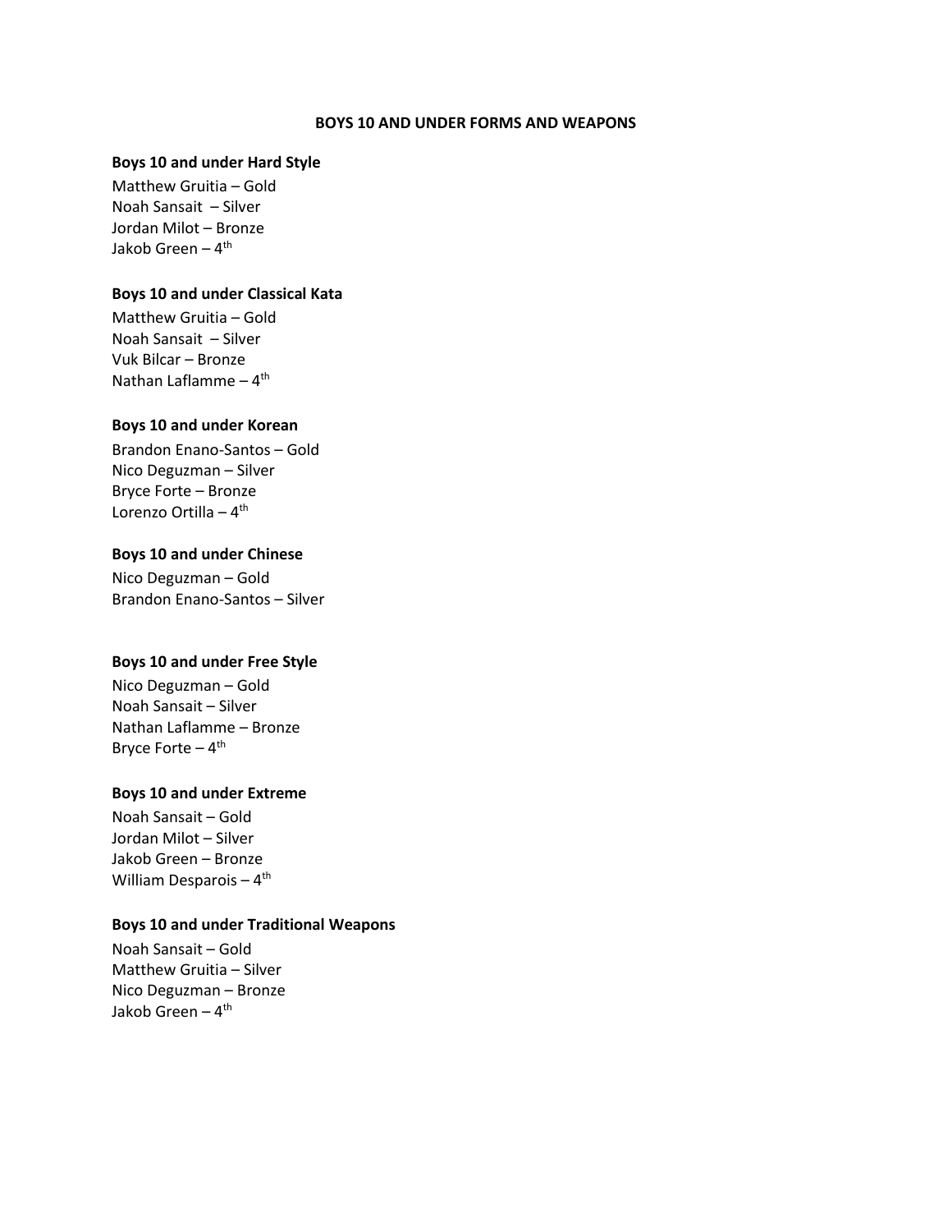# BOYS 10 AND UNDER FORMS AND WEAPONS

**Boys 10 and under Hard Style**

Matthew Gruitia – Gold
Noah Sansait – Silver
Jordan Milot – Bronze
Jakob Green – 4th

**Boys 10 and under Classical Kata**

Matthew Gruitia – Gold
Noah Sansait – Silver
Vuk Bilcar – Bronze
Nathan Laflamme – 4th

**Boys 10 and under Korean**

Brandon Enano-Santos – Gold
Nico Deguzman – Silver
Bryce Forte – Bronze
Lorenzo Ortilla – 4th

**Boys 10 and under Chinese**

Nico Deguzman – Gold
Brandon Enano-Santos – Silver

**Boys 10 and under Free Style**

Nico Deguzman – Gold
Noah Sansait – Silver
Nathan Laflamme – Bronze
Bryce Forte – 4th

**Boys 10 and under Extreme**

Noah Sansait – Gold
Jordan Milot – Silver
Jakob Green – Bronze
William Desparois – 4th

**Boys 10 and under Traditional Weapons**

Noah Sansait – Gold
Matthew Gruitia – Silver
Nico Deguzman – Bronze
Jakob Green – 4th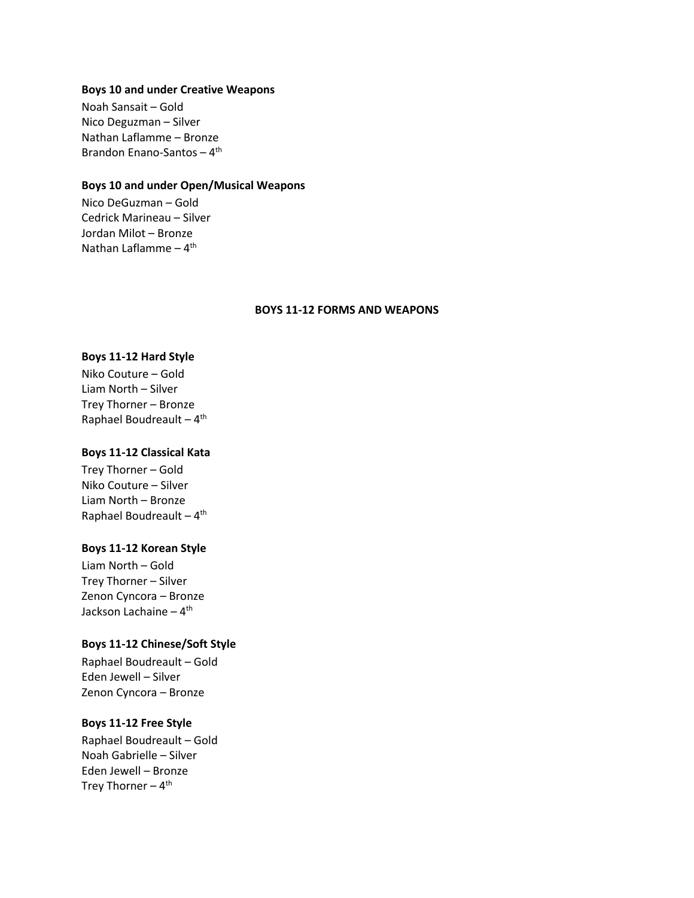**Boys 10 and under Creative Weapons**

Noah Sansait – Gold
Nico Deguzman – Silver
Nathan Laflamme – Bronze
Brandon Enano-Santos – 4th

**Boys 10 and under Open/Musical Weapons**

Nico DeGuzman – Gold
Cedrick Marineau – Silver
Jordan Milot – Bronze
Nathan Laflamme – 4th

## BOYS 11-12 FORMS AND WEAPONS

**Boys 11-12 Hard Style**

Niko Couture – Gold
Liam North – Silver
Trey Thorner – Bronze
Raphael Boudreault – 4th

**Boys 11-12 Classical Kata**

Trey Thorner – Gold
Niko Couture – Silver
Liam North – Bronze
Raphael Boudreault – 4th

**Boys 11-12 Korean Style**

Liam North – Gold
Trey Thorner – Silver
Zenon Cyncora – Bronze
Jackson Lachaine – 4th

**Boys 11-12 Chinese/Soft Style**

Raphael Boudreault – Gold
Eden Jewell – Silver
Zenon Cyncora – Bronze

**Boys 11-12 Free Style**

Raphael Boudreault – Gold
Noah Gabrielle – Silver
Eden Jewell – Bronze
Trey Thorner – 4th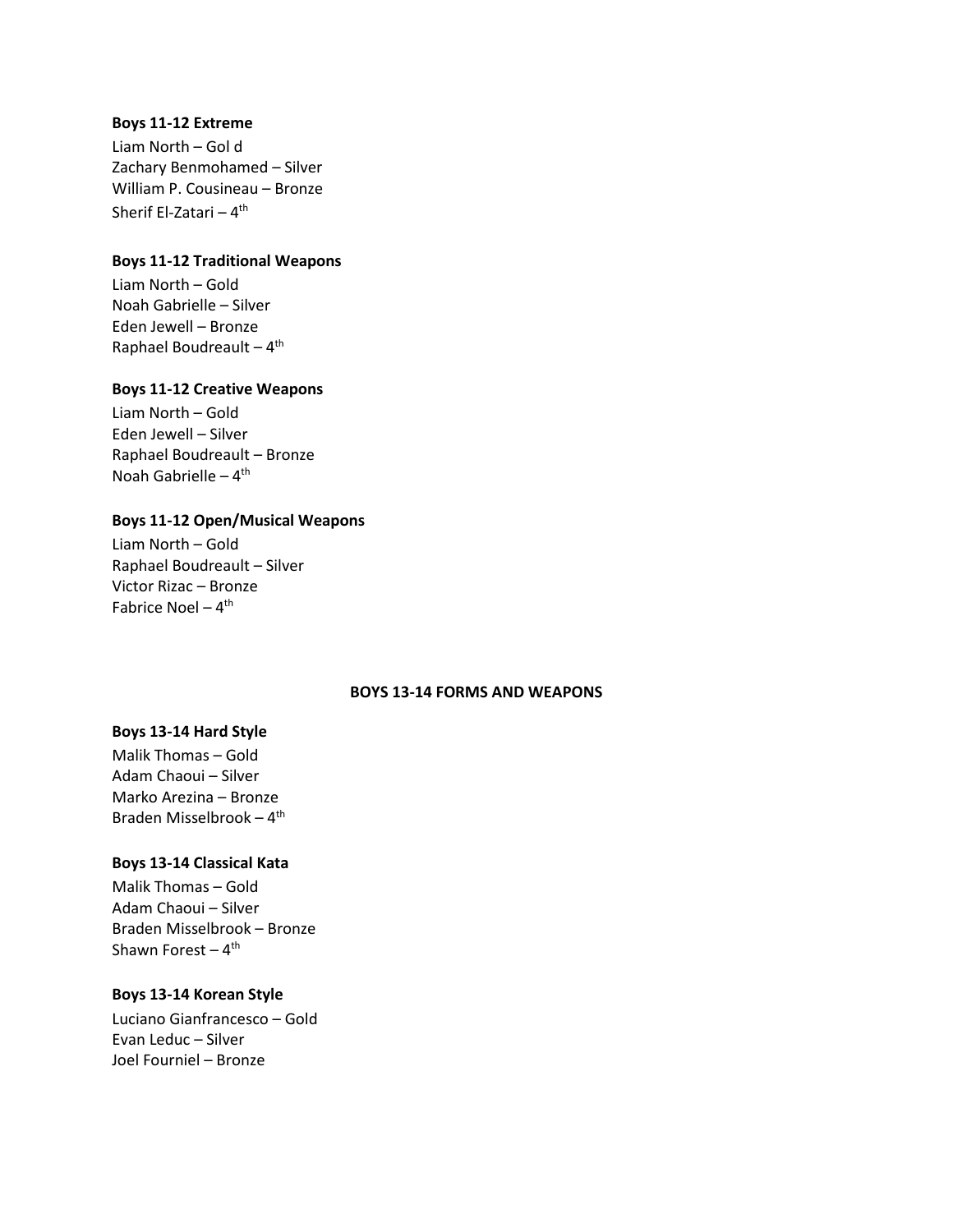**Boys 11-12 Extreme**

Liam North – Gol d
Zachary Benmohamed – Silver
William P. Cousineau – Bronze
Sherif El-Zatari – 4th

**Boys 11-12 Traditional Weapons**

Liam North – Gold
Noah Gabrielle – Silver
Eden Jewell – Bronze
Raphael Boudreault – 4th

**Boys 11-12 Creative Weapons**

Liam North – Gold
Eden Jewell – Silver
Raphael Boudreault – Bronze
Noah Gabrielle – 4th

**Boys 11-12 Open/Musical Weapons**

Liam North – Gold
Raphael Boudreault – Silver
Victor Rizac – Bronze
Fabrice Noel – 4th

## BOYS 13-14 FORMS AND WEAPONS

**Boys 13-14 Hard Style**

Malik Thomas – Gold
Adam Chaoui – Silver
Marko Arezina – Bronze
Braden Misselbrook – 4th

**Boys 13-14 Classical Kata**

Malik Thomas – Gold
Adam Chaoui – Silver
Braden Misselbrook – Bronze
Shawn Forest – 4th

**Boys 13-14 Korean Style**

Luciano Gianfrancesco – Gold
Evan Leduc – Silver
Joel Fourniel – Bronze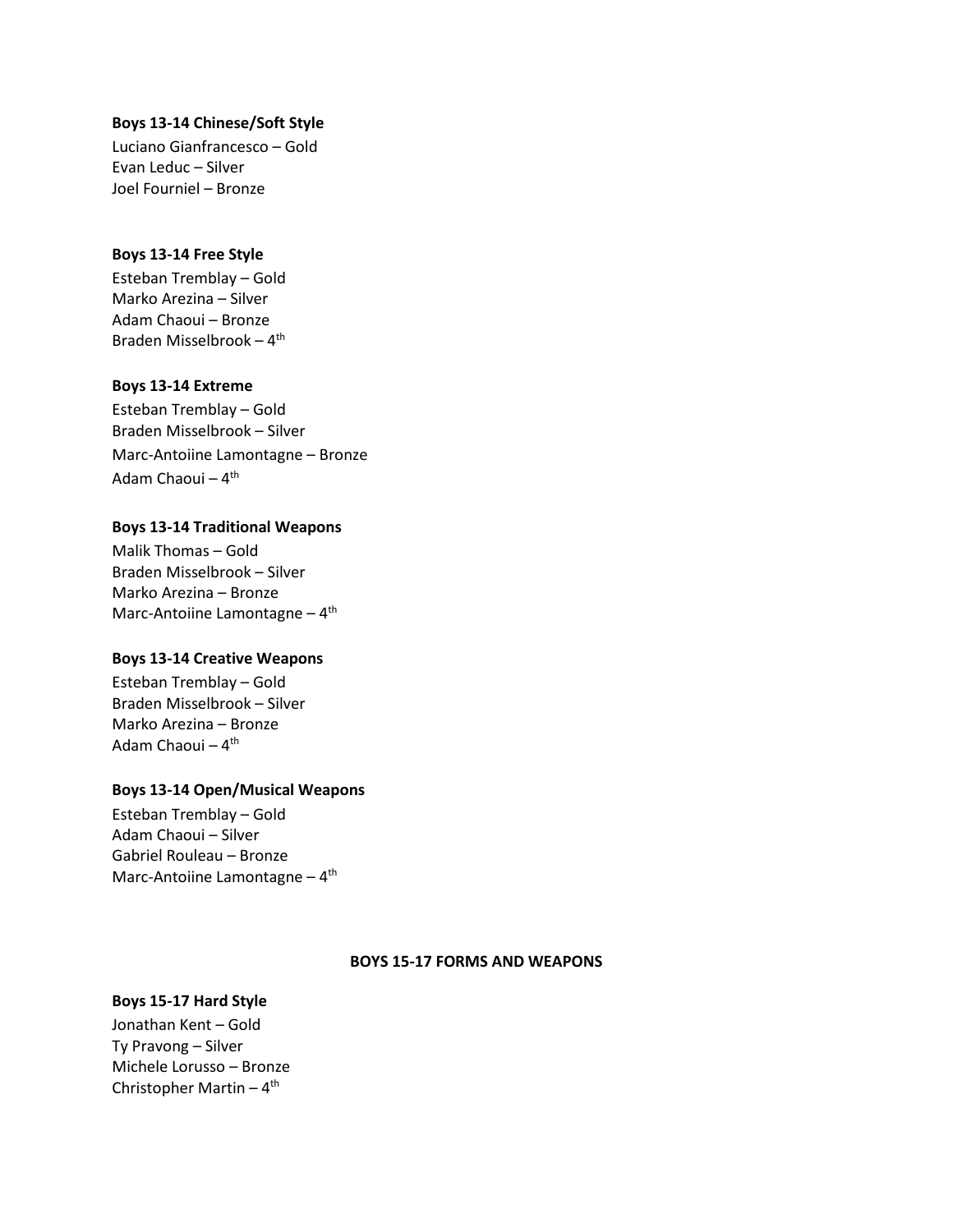**Boys 13-14 Chinese/Soft Style**

Luciano Gianfrancesco – Gold
Evan Leduc – Silver
Joel Fourniel – Bronze

**Boys 13-14 Free Style**

Esteban Tremblay – Gold
Marko Arezina – Silver
Adam Chaoui – Bronze
Braden Misselbrook – 4th

**Boys 13-14 Extreme**

Esteban Tremblay – Gold
Braden Misselbrook – Silver
Marc-Antoiine Lamontagne – Bronze
Adam Chaoui – 4th

**Boys 13-14 Traditional Weapons**

Malik Thomas – Gold
Braden Misselbrook – Silver
Marko Arezina – Bronze
Marc-Antoiine Lamontagne – 4th

**Boys 13-14 Creative Weapons**

Esteban Tremblay – Gold
Braden Misselbrook – Silver
Marko Arezina – Bronze
Adam Chaoui – 4th

**Boys 13-14 Open/Musical Weapons**

Esteban Tremblay – Gold
Adam Chaoui – Silver
Gabriel Rouleau – Bronze
Marc-Antoiine Lamontagne – 4th

## BOYS 15-17 FORMS AND WEAPONS

**Boys 15-17 Hard Style**

Jonathan Kent – Gold
Ty Pravong – Silver
Michele Lorusso – Bronze
Christopher Martin – 4th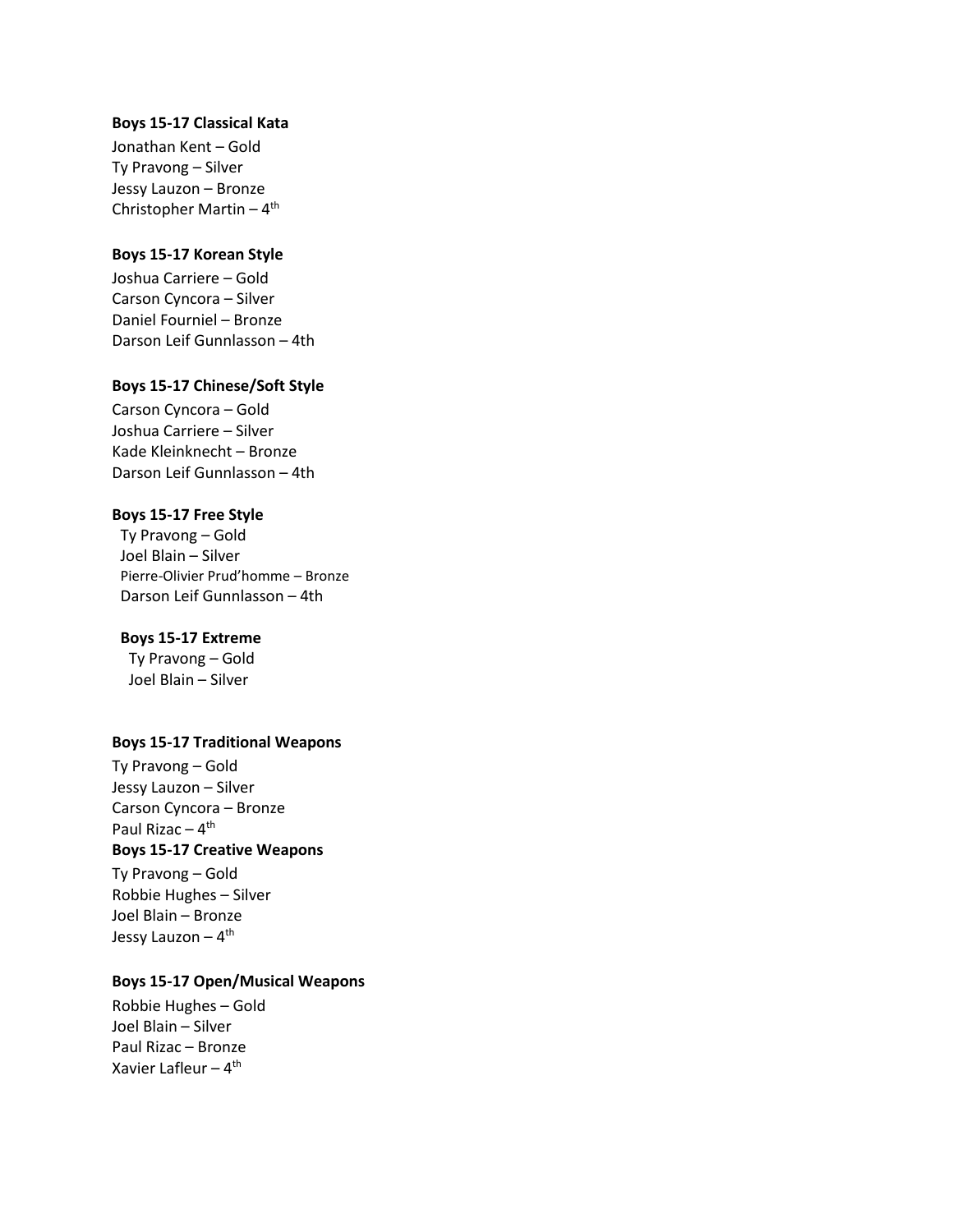**Boys 15-17 Classical Kata**

Jonathan Kent – Gold
Ty Pravong – Silver
Jessy Lauzon – Bronze
Christopher Martin – 4th

**Boys 15-17 Korean Style**

Joshua Carriere – Gold
Carson Cyncora – Silver
Daniel Fourniel – Bronze
Darson Leif Gunnlasson – 4th

**Boys 15-17 Chinese/Soft Style**

Carson Cyncora – Gold
Joshua Carriere – Silver
Kade Kleinknecht – Bronze
Darson Leif Gunnlasson – 4th

**Boys 15-17 Free Style**

Ty Pravong – Gold
Joel Blain – Silver
Pierre-Olivier Prud'homme – Bronze
Darson Leif Gunnlasson – 4th

**Boys 15-17 Extreme**

Ty Pravong – Gold
Joel Blain – Silver

**Boys 15-17 Traditional Weapons**

Ty Pravong – Gold
Jessy Lauzon – Silver
Carson Cyncora – Bronze
Paul Rizac – 4th

**Boys 15-17 Creative Weapons**

Ty Pravong – Gold
Robbie Hughes – Silver
Joel Blain – Bronze
Jessy Lauzon – 4th

**Boys 15-17 Open/Musical Weapons**

Robbie Hughes – Gold
Joel Blain – Silver
Paul Rizac – Bronze
Xavier Lafleur – 4th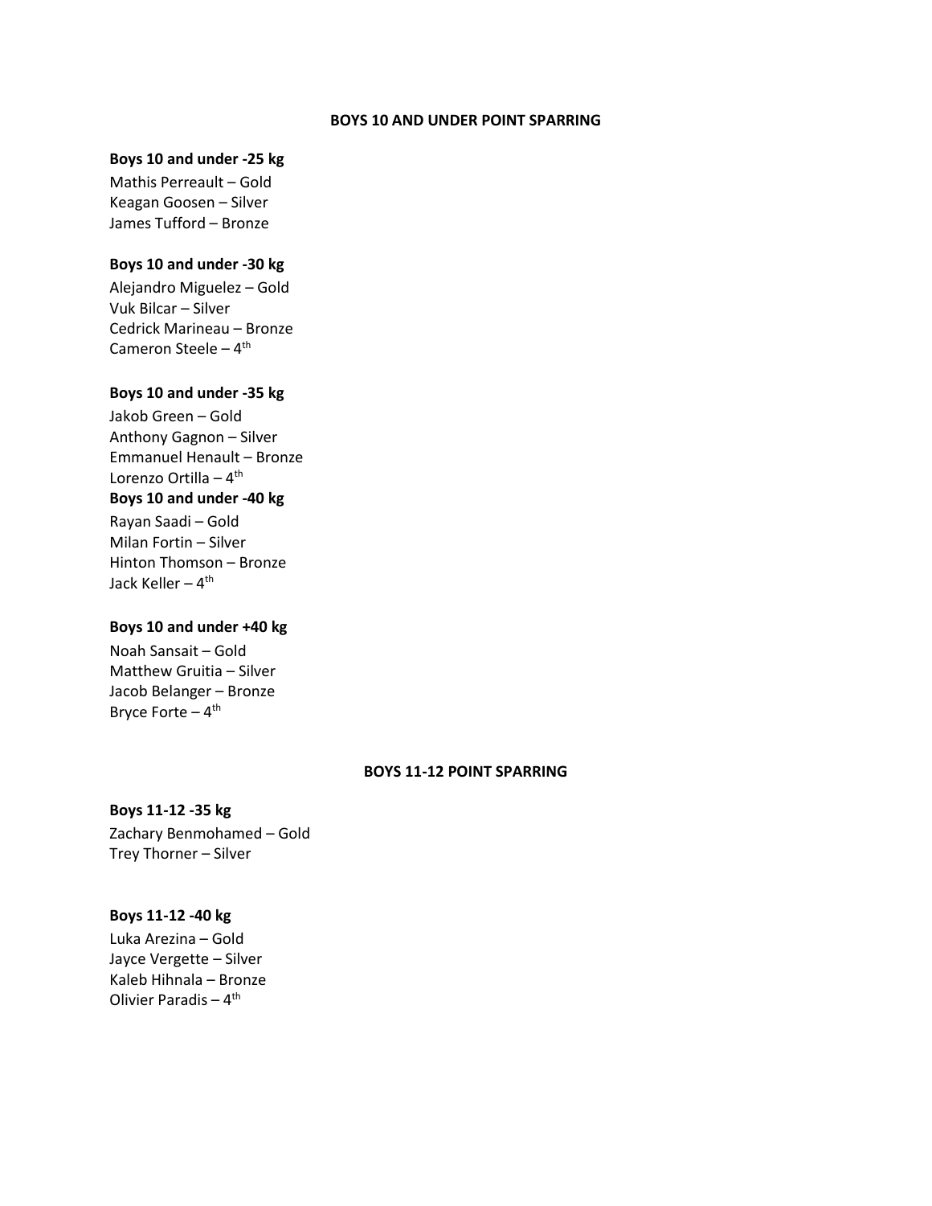## BOYS 10 AND UNDER POINT SPARRING

**Boys 10 and under -25 kg**

Mathis Perreault – Gold
Keagan Goosen – Silver
James Tufford – Bronze

**Boys 10 and under -30 kg**

Alejandro Miguelez – Gold
Vuk Bilcar – Silver
Cedrick Marineau – Bronze
Cameron Steele – 4th

**Boys 10 and under -35 kg**

Jakob Green – Gold
Anthony Gagnon – Silver
Emmanuel Henault – Bronze
Lorenzo Ortilla – 4th

**Boys 10 and under -40 kg**

Rayan Saadi – Gold
Milan Fortin – Silver
Hinton Thomson – Bronze
Jack Keller – 4th

**Boys 10 and under +40 kg**

Noah Sansait – Gold
Matthew Gruitia – Silver
Jacob Belanger – Bronze
Bryce Forte – 4th

## BOYS 11-12 POINT SPARRING

**Boys 11-12 -35 kg**

Zachary Benmohamed – Gold
Trey Thorner – Silver

**Boys 11-12 -40 kg**

Luka Arezina – Gold
Jayce Vergette – Silver
Kaleb Hihnala – Bronze
Olivier Paradis – 4th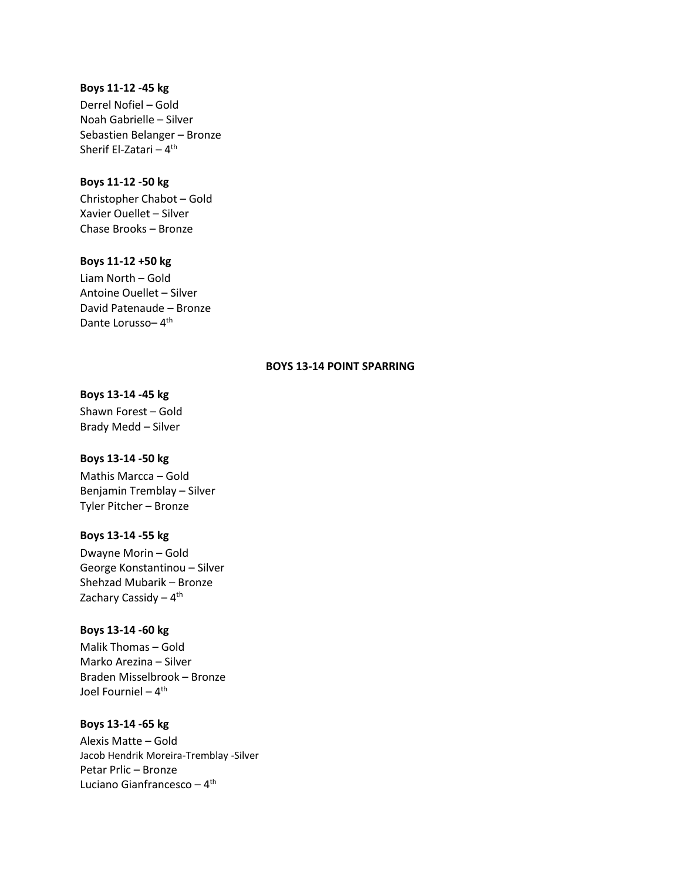**Boys 11-12 -45 kg**

Derrel Nofiel – Gold
Noah Gabrielle – Silver
Sebastien Belanger – Bronze
Sherif El-Zatari – 4th

**Boys 11-12 -50 kg**

Christopher Chabot – Gold
Xavier Ouellet – Silver
Chase Brooks – Bronze

**Boys 11-12 +50 kg**

Liam North – Gold
Antoine Ouellet – Silver
David Patenaude – Bronze
Dante Lorusso– 4th

## BOYS 13-14 POINT SPARRING

**Boys 13-14 -45 kg**

Shawn Forest – Gold
Brady Medd – Silver

**Boys 13-14 -50 kg**

Mathis Marcca – Gold
Benjamin Tremblay – Silver
Tyler Pitcher – Bronze

**Boys 13-14 -55 kg**

Dwayne Morin – Gold
George Konstantinou – Silver
Shehzad Mubarik – Bronze
Zachary Cassidy – 4th

**Boys 13-14 -60 kg**

Malik Thomas – Gold
Marko Arezina – Silver
Braden Misselbrook – Bronze
Joel Fourniel – 4th

**Boys 13-14 -65 kg**

Alexis Matte – Gold
Jacob Hendrik Moreira-Tremblay -Silver
Petar Prlic – Bronze
Luciano Gianfrancesco – 4th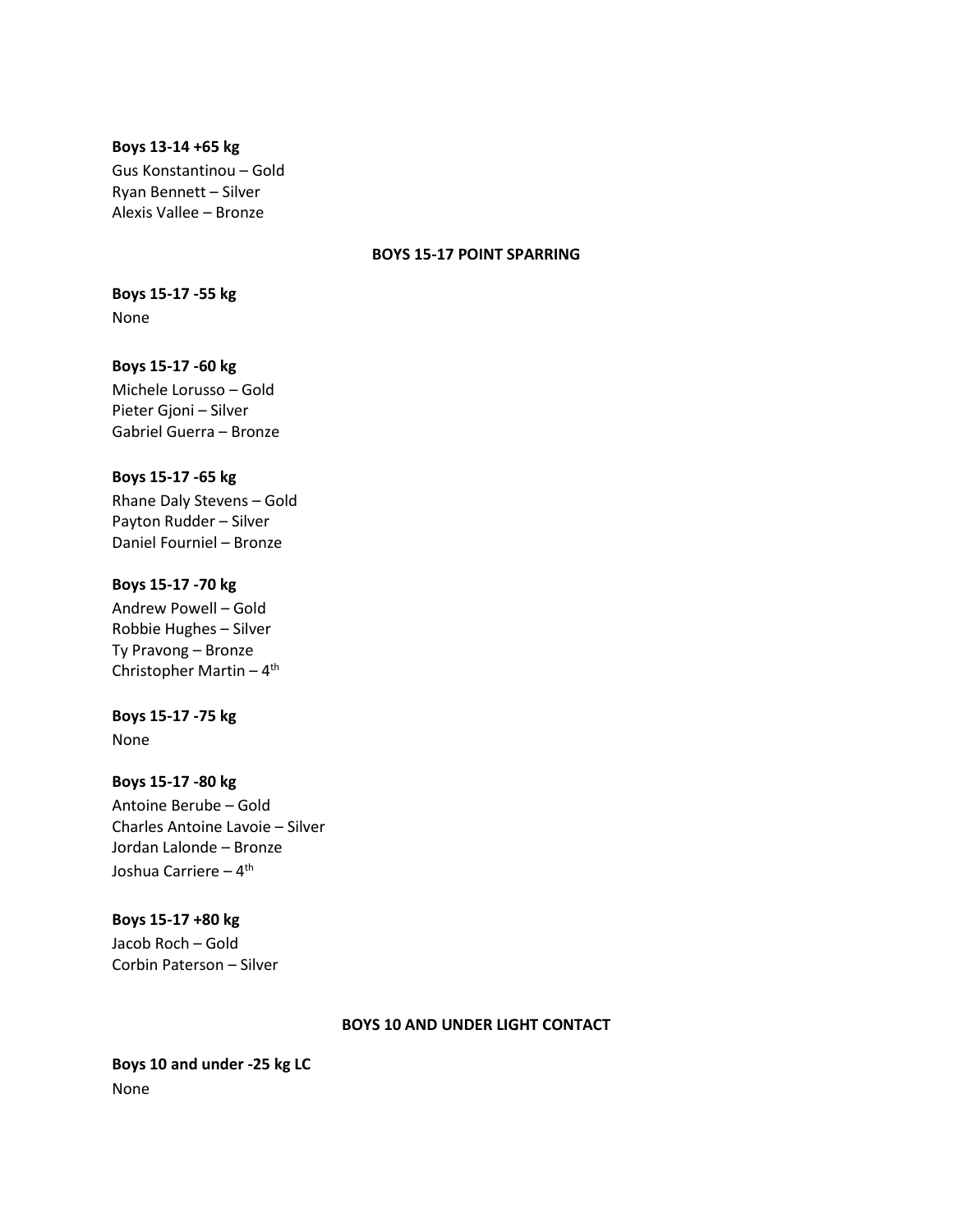**Boys 13-14 +65 kg**
Gus Konstantinou – Gold
Ryan Bennett – Silver
Alexis Vallee – Bronze

## BOYS 15-17 POINT SPARRING

**Boys 15-17 -55 kg**
None

**Boys 15-17 -60 kg**
Michele Lorusso – Gold
Pieter Gjoni – Silver
Gabriel Guerra – Bronze

**Boys 15-17 -65 kg**
Rhane Daly Stevens – Gold
Payton Rudder – Silver
Daniel Fourniel – Bronze

**Boys 15-17 -70 kg**
Andrew Powell – Gold
Robbie Hughes – Silver
Ty Pravong – Bronze
Christopher Martin – 4th

**Boys 15-17 -75 kg**
None

**Boys 15-17 -80 kg**
Antoine Berube – Gold
Charles Antoine Lavoie – Silver
Jordan Lalonde – Bronze
Joshua Carriere – 4th

**Boys 15-17 +80 kg**
Jacob Roch – Gold
Corbin Paterson – Silver

## BOYS 10 AND UNDER LIGHT CONTACT

**Boys 10 and under -25 kg LC**
None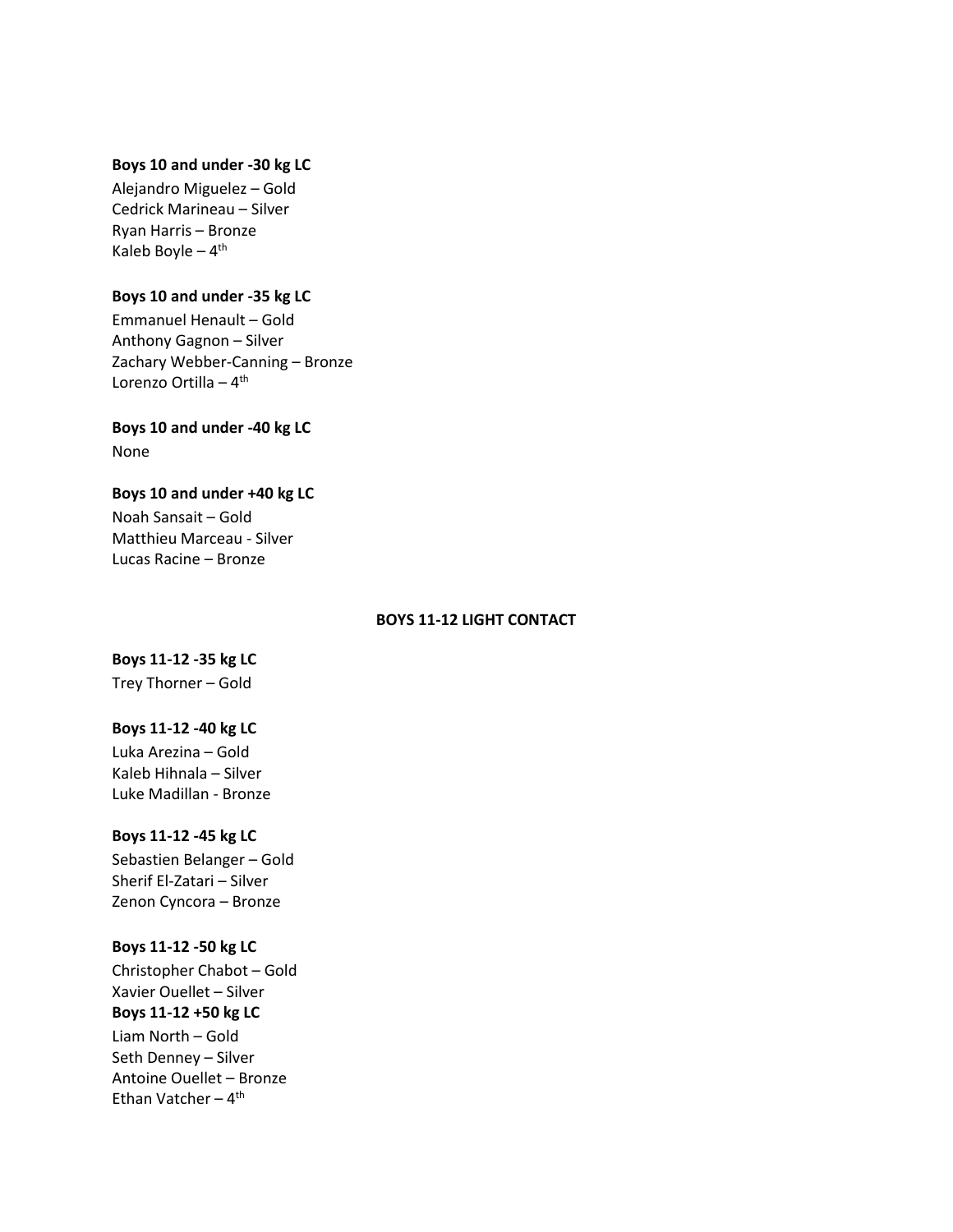**Boys 10 and under -30 kg LC**

Alejandro Miguelez – Gold
Cedrick Marineau – Silver
Ryan Harris – Bronze
Kaleb Boyle – 4th

**Boys 10 and under -35 kg LC**

Emmanuel Henault – Gold
Anthony Gagnon – Silver
Zachary Webber-Canning – Bronze
Lorenzo Ortilla – 4th

**Boys 10 and under -40 kg LC**

None

**Boys 10 and under +40 kg LC**

Noah Sansait – Gold
Matthieu Marceau - Silver
Lucas Racine – Bronze

## BOYS 11-12 LIGHT CONTACT

**Boys 11-12 -35 kg LC**

Trey Thorner – Gold

**Boys 11-12 -40 kg LC**

Luka Arezina – Gold
Kaleb Hihnala – Silver
Luke Madillan - Bronze

**Boys 11-12 -45 kg LC**

Sebastien Belanger – Gold
Sherif El-Zatari – Silver
Zenon Cyncora – Bronze

**Boys 11-12 -50 kg LC**

Christopher Chabot – Gold
Xavier Ouellet – Silver

**Boys 11-12 +50 kg LC**

Liam North – Gold
Seth Denney – Silver
Antoine Ouellet – Bronze
Ethan Vatcher – 4th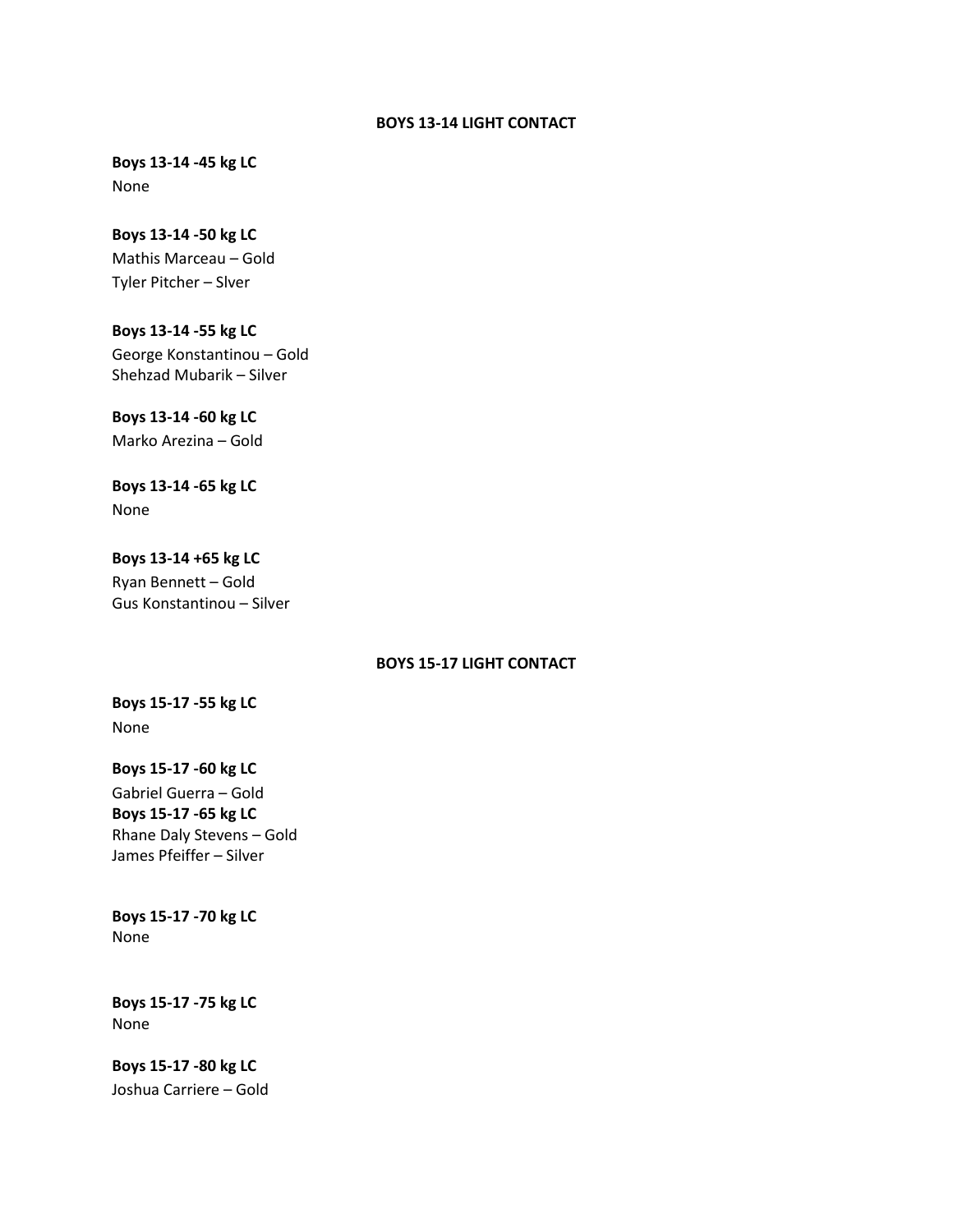## BOYS 13-14 LIGHT CONTACT

**Boys 13-14 -45 kg LC**
None

**Boys 13-14 -50 kg LC**
Mathis Marceau – Gold
Tyler Pitcher – Slver

**Boys 13-14 -55 kg LC**
George Konstantinou – Gold
Shehzad Mubarik – Silver

**Boys 13-14 -60 kg LC**
Marko Arezina – Gold

**Boys 13-14 -65 kg LC**
None

**Boys 13-14 +65 kg LC**
Ryan Bennett – Gold
Gus Konstantinou – Silver

## BOYS 15-17 LIGHT CONTACT

**Boys 15-17 -55 kg LC**
None

**Boys 15-17 -60 kg LC**
Gabriel Guerra – Gold

**Boys 15-17 -65 kg LC**
Rhane Daly Stevens – Gold
James Pfeiffer – Silver

**Boys 15-17 -70 kg LC**
None

**Boys 15-17 -75 kg LC**
None

**Boys 15-17 -80 kg LC**
Joshua Carriere – Gold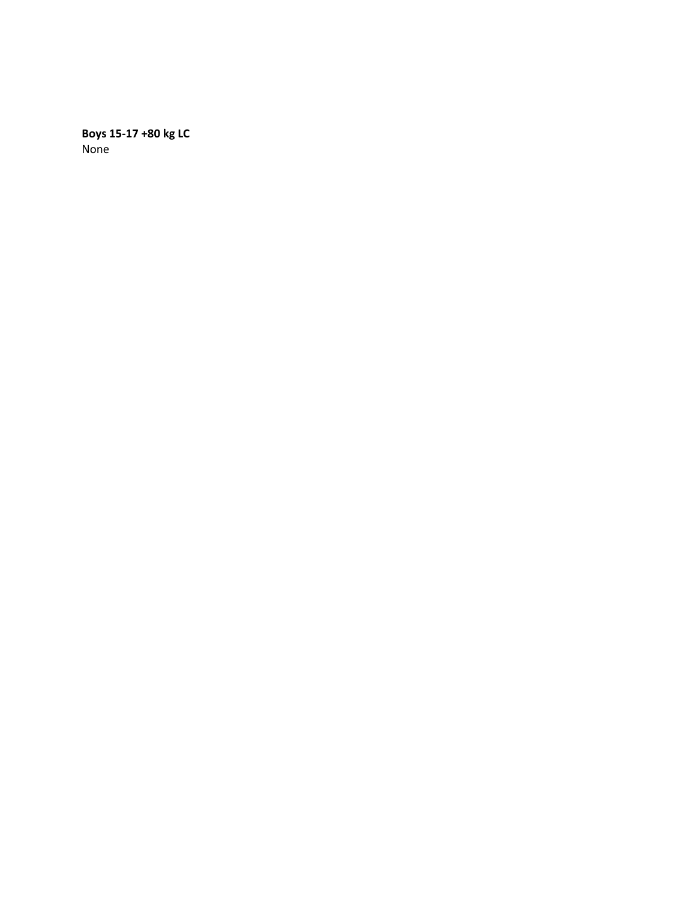**Boys 15-17 +80 kg LC**
None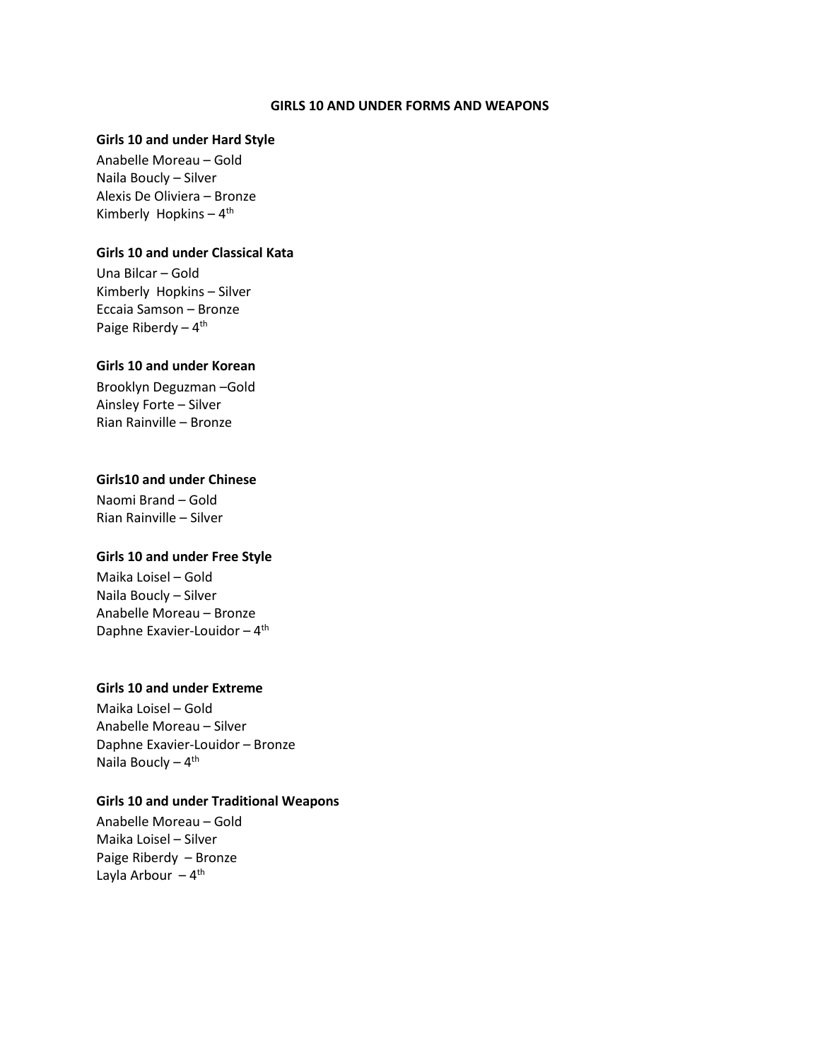# GIRLS 10 AND UNDER FORMS AND WEAPONS

**Girls 10 and under Hard Style**

Anabelle Moreau – Gold
Naila Boucly – Silver
Alexis De Oliviera – Bronze
Kimberly Hopkins – 4th

**Girls 10 and under Classical Kata**

Una Bilcar – Gold
Kimberly Hopkins – Silver
Eccaia Samson – Bronze
Paige Riberdy – 4th

**Girls 10 and under Korean**

Brooklyn Deguzman –Gold
Ainsley Forte – Silver
Rian Rainville – Bronze

**Girls10 and under Chinese**

Naomi Brand – Gold
Rian Rainville – Silver

**Girls 10 and under Free Style**

Maika Loisel – Gold
Naila Boucly – Silver
Anabelle Moreau – Bronze
Daphne Exavier-Louidor – 4th

**Girls 10 and under Extreme**

Maika Loisel – Gold
Anabelle Moreau – Silver
Daphne Exavier-Louidor – Bronze
Naila Boucly – 4th

**Girls 10 and under Traditional Weapons**

Anabelle Moreau – Gold
Maika Loisel – Silver
Paige Riberdy – Bronze
Layla Arbour – 4th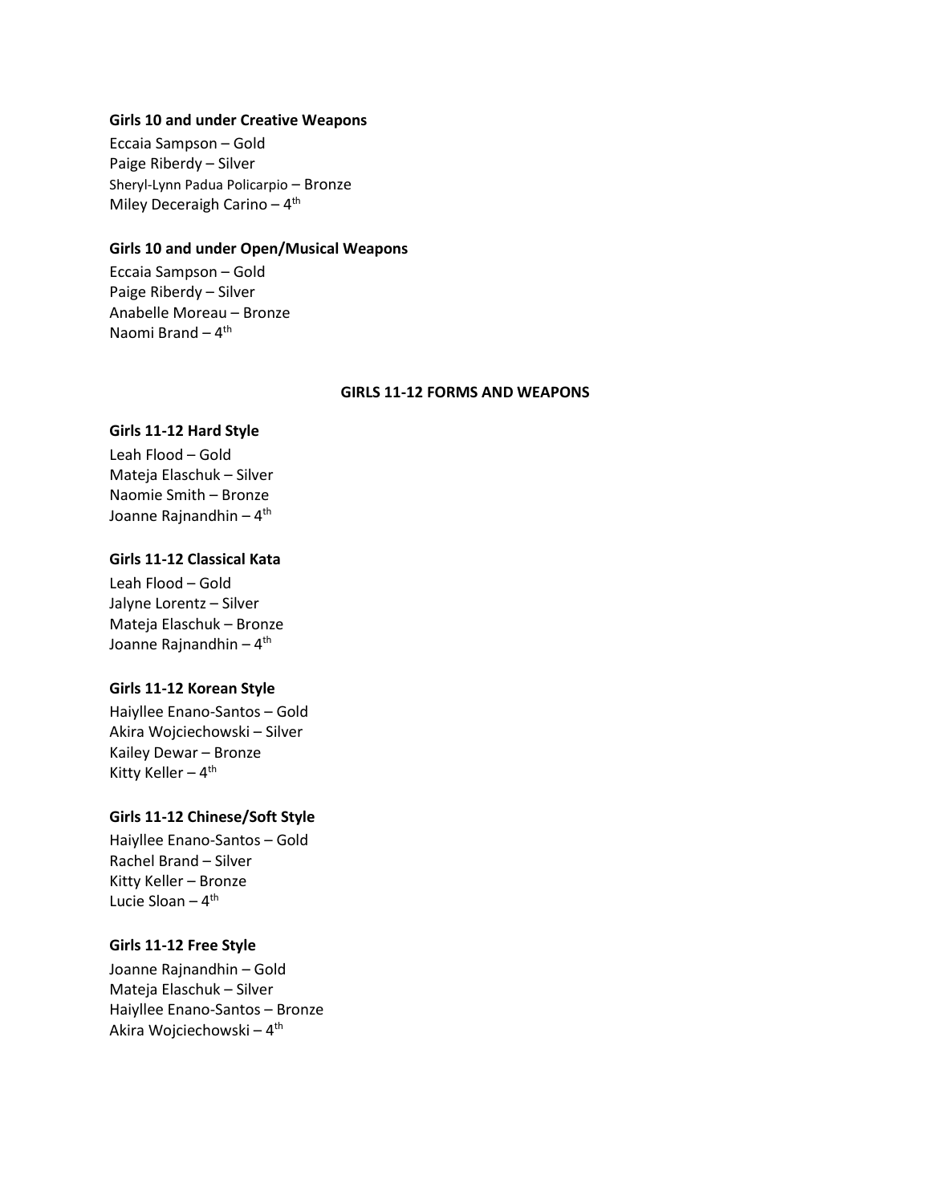**Girls 10 and under Creative Weapons**

Eccaia Sampson – Gold
Paige Riberdy – Silver
Sheryl-Lynn Padua Policarpio – Bronze
Miley Deceraigh Carino – 4th

**Girls 10 and under Open/Musical Weapons**

Eccaia Sampson – Gold
Paige Riberdy – Silver
Anabelle Moreau – Bronze
Naomi Brand – 4th

## GIRLS 11-12 FORMS AND WEAPONS

**Girls 11-12 Hard Style**

Leah Flood – Gold
Mateja Elaschuk – Silver
Naomie Smith – Bronze
Joanne Rajnandhin – 4th

**Girls 11-12 Classical Kata**

Leah Flood – Gold
Jalyne Lorentz – Silver
Mateja Elaschuk – Bronze
Joanne Rajnandhin – 4th

**Girls 11-12 Korean Style**

Haiyllee Enano-Santos – Gold
Akira Wojciechowski – Silver
Kailey Dewar – Bronze
Kitty Keller – 4th

**Girls 11-12 Chinese/Soft Style**

Haiyllee Enano-Santos – Gold
Rachel Brand – Silver
Kitty Keller – Bronze
Lucie Sloan – 4th

**Girls 11-12 Free Style**

Joanne Rajnandhin – Gold
Mateja Elaschuk – Silver
Haiyllee Enano-Santos – Bronze
Akira Wojciechowski – 4th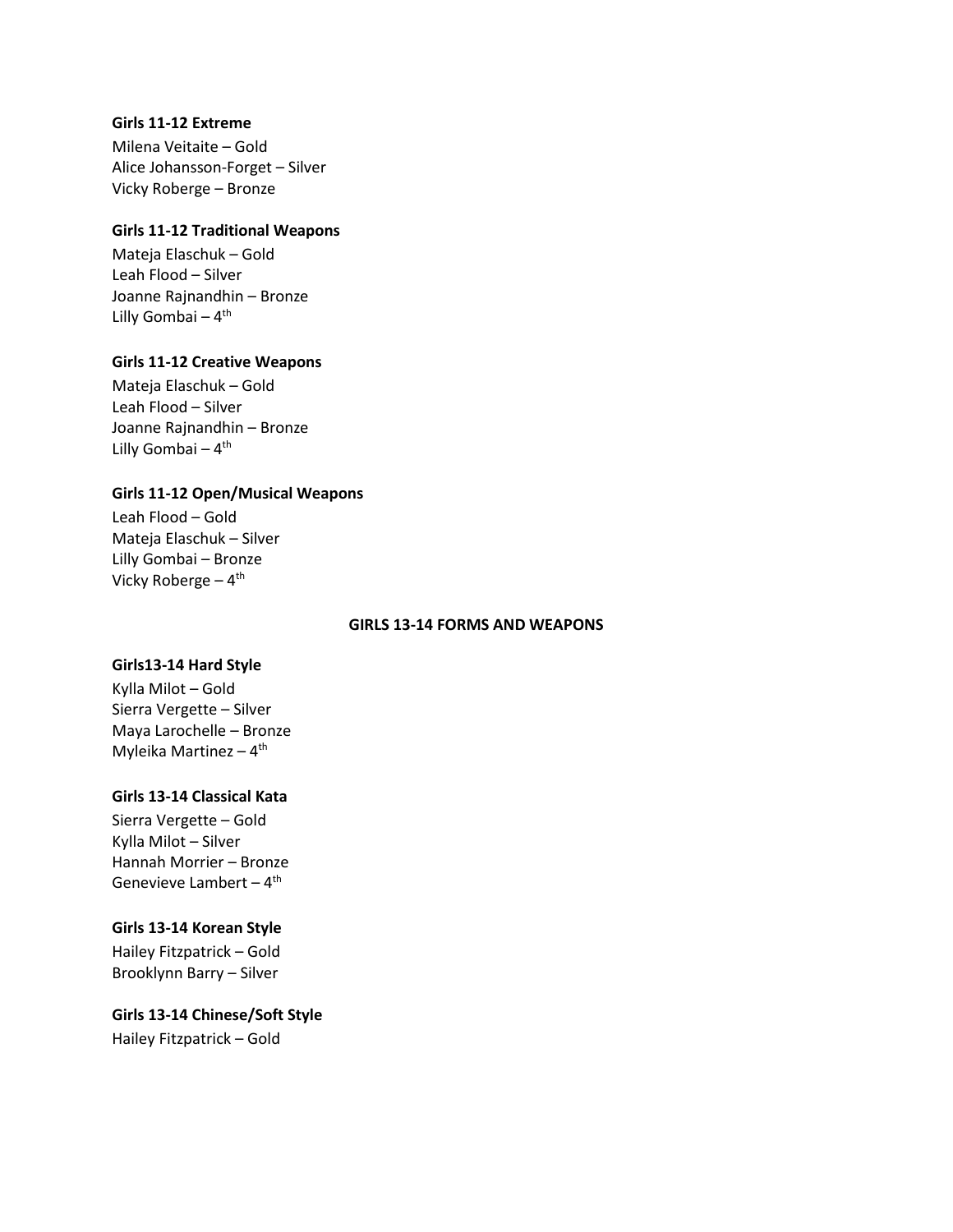**Girls 11-12 Extreme**

Milena Veitaite – Gold
Alice Johansson-Forget – Silver
Vicky Roberge – Bronze

**Girls 11-12 Traditional Weapons**

Mateja Elaschuk – Gold
Leah Flood – Silver
Joanne Rajnandhin – Bronze
Lilly Gombai – 4th

**Girls 11-12 Creative Weapons**

Mateja Elaschuk – Gold
Leah Flood – Silver
Joanne Rajnandhin – Bronze
Lilly Gombai – 4th

**Girls 11-12 Open/Musical Weapons**

Leah Flood – Gold
Mateja Elaschuk – Silver
Lilly Gombai – Bronze
Vicky Roberge – 4th

## GIRLS 13-14 FORMS AND WEAPONS

**Girls13-14 Hard Style**

Kylla Milot – Gold
Sierra Vergette – Silver
Maya Larochelle – Bronze
Myleika Martinez – 4th

**Girls 13-14 Classical Kata**

Sierra Vergette – Gold
Kylla Milot – Silver
Hannah Morrier – Bronze
Genevieve Lambert – 4th

**Girls 13-14 Korean Style**

Hailey Fitzpatrick – Gold
Brooklynn Barry – Silver

**Girls 13-14 Chinese/Soft Style**

Hailey Fitzpatrick – Gold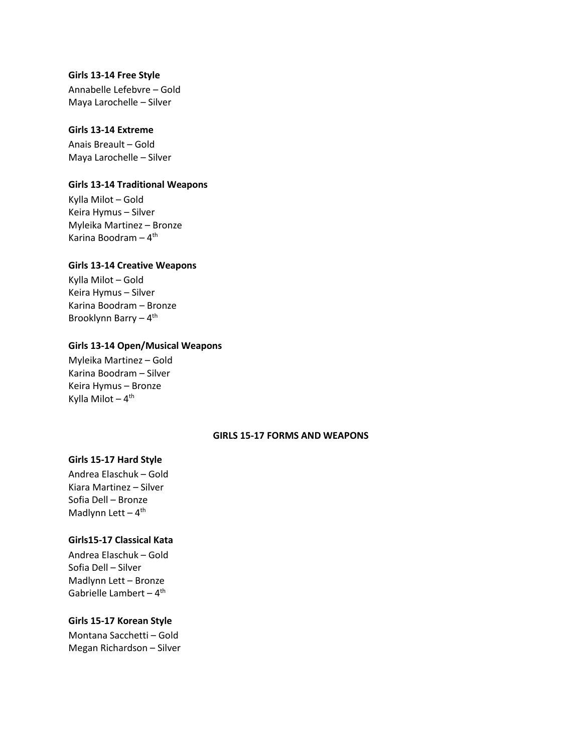**Girls 13-14 Free Style**

Annabelle Lefebvre – Gold
Maya Larochelle – Silver

**Girls 13-14 Extreme**

Anais Breault – Gold
Maya Larochelle – Silver

**Girls 13-14 Traditional Weapons**

Kylla Milot – Gold
Keira Hymus – Silver
Myleika Martinez – Bronze
Karina Boodram – 4th

**Girls 13-14 Creative Weapons**

Kylla Milot – Gold
Keira Hymus – Silver
Karina Boodram – Bronze
Brooklynn Barry – 4th

**Girls 13-14 Open/Musical Weapons**

Myleika Martinez – Gold
Karina Boodram – Silver
Keira Hymus – Bronze
Kylla Milot – 4th

## GIRLS 15-17 FORMS AND WEAPONS

**Girls 15-17 Hard Style**

Andrea Elaschuk – Gold
Kiara Martinez – Silver
Sofia Dell – Bronze
Madlynn Lett – 4th

**Girls15-17 Classical Kata**

Andrea Elaschuk – Gold
Sofia Dell – Silver
Madlynn Lett – Bronze
Gabrielle Lambert – 4th

**Girls 15-17 Korean Style**

Montana Sacchetti – Gold
Megan Richardson – Silver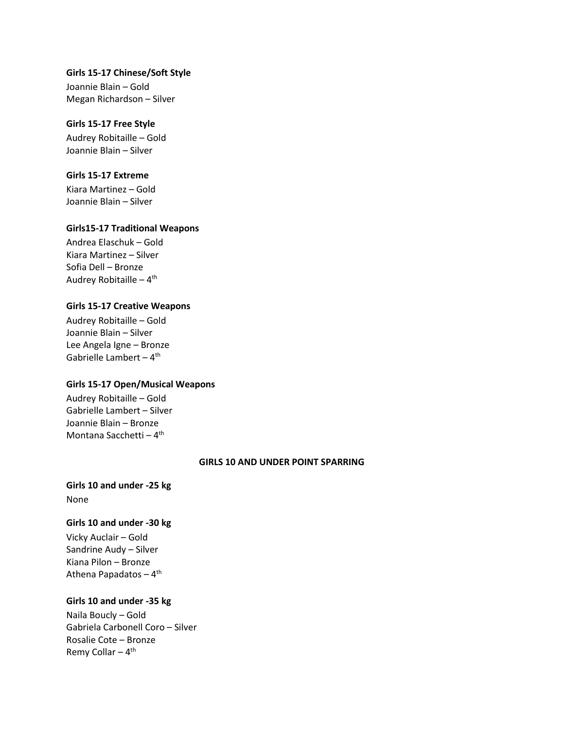**Girls 15-17 Chinese/Soft Style**

Joannie Blain – Gold
Megan Richardson – Silver

**Girls 15-17 Free Style**

Audrey Robitaille – Gold
Joannie Blain – Silver

**Girls 15-17 Extreme**

Kiara Martinez – Gold
Joannie Blain – Silver

**Girls15-17 Traditional Weapons**

Andrea Elaschuk – Gold
Kiara Martinez – Silver
Sofia Dell – Bronze
Audrey Robitaille – 4th

**Girls 15-17 Creative Weapons**

Audrey Robitaille – Gold
Joannie Blain – Silver
Lee Angela Igne – Bronze
Gabrielle Lambert – 4th

**Girls 15-17 Open/Musical Weapons**

Audrey Robitaille – Gold
Gabrielle Lambert – Silver
Joannie Blain – Bronze
Montana Sacchetti – 4th

## GIRLS 10 AND UNDER POINT SPARRING

**Girls 10 and under -25 kg**

None

**Girls 10 and under -30 kg**

Vicky Auclair – Gold
Sandrine Audy – Silver
Kiana Pilon – Bronze
Athena Papadatos – 4th

**Girls 10 and under -35 kg**

Naila Boucly – Gold
Gabriela Carbonell Coro – Silver
Rosalie Cote – Bronze
Remy Collar – 4th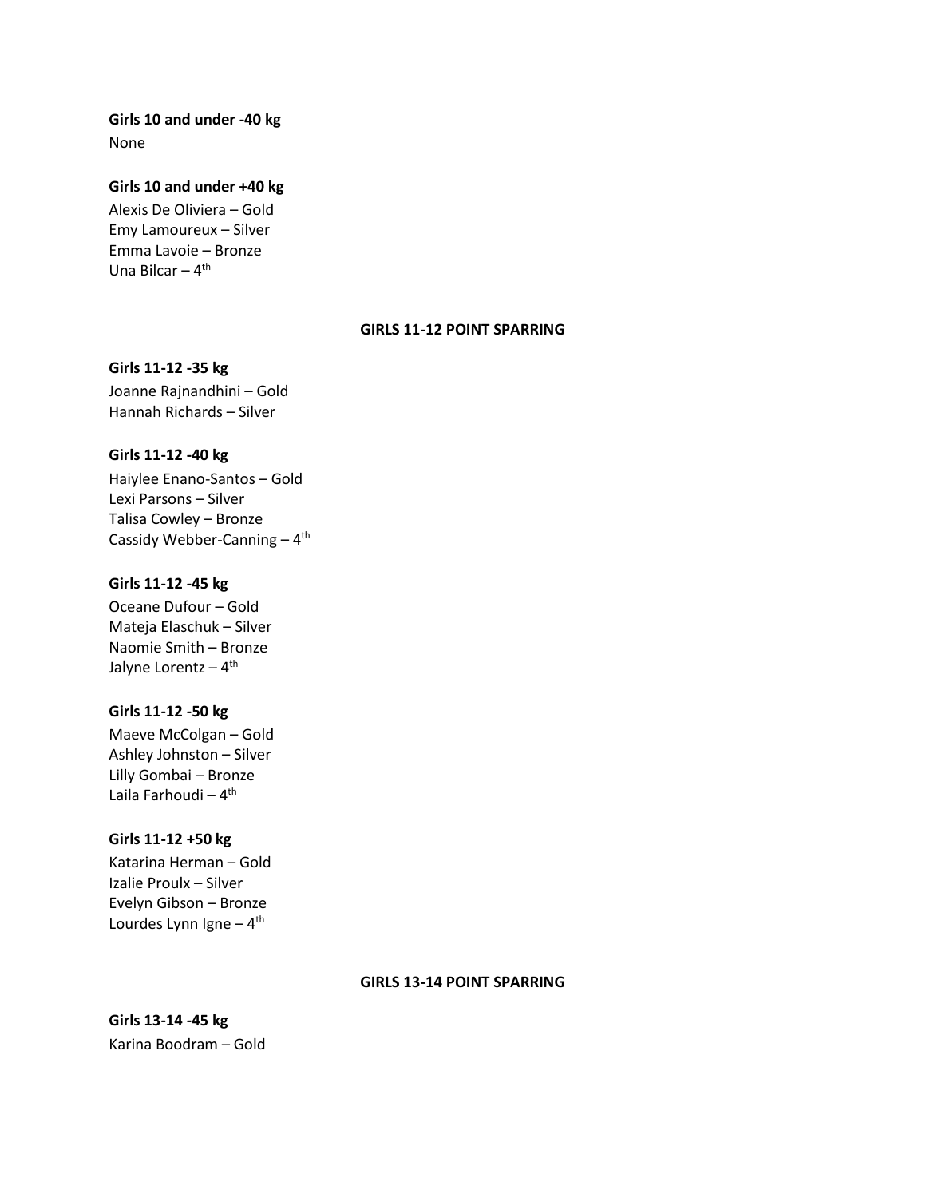**Girls 10 and under -40 kg**

None

**Girls 10 and under +40 kg**

Alexis De Oliviera – Gold
Emy Lamoureux – Silver
Emma Lavoie – Bronze
Una Bilcar – 4th

## GIRLS 11-12 POINT SPARRING

**Girls 11-12 -35 kg**

Joanne Rajnandhini – Gold
Hannah Richards – Silver

**Girls 11-12 -40 kg**

Haiylee Enano-Santos – Gold
Lexi Parsons – Silver
Talisa Cowley – Bronze
Cassidy Webber-Canning – 4th

**Girls 11-12 -45 kg**

Oceane Dufour – Gold
Mateja Elaschuk – Silver
Naomie Smith – Bronze
Jalyne Lorentz – 4th

**Girls 11-12 -50 kg**

Maeve McColgan – Gold
Ashley Johnston – Silver
Lilly Gombai – Bronze
Laila Farhoudi – 4th

**Girls 11-12 +50 kg**

Katarina Herman – Gold
Izalie Proulx – Silver
Evelyn Gibson – Bronze
Lourdes Lynn Igne – 4th

## GIRLS 13-14 POINT SPARRING

**Girls 13-14 -45 kg**

Karina Boodram – Gold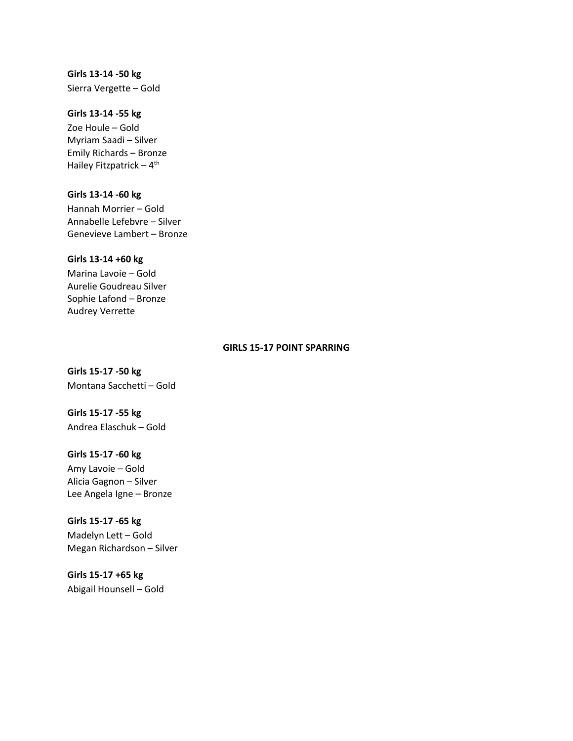**Girls 13-14 -50 kg**
Sierra Vergette – Gold

**Girls 13-14 -55 kg**
Zoe Houle – Gold
Myriam Saadi – Silver
Emily Richards – Bronze
Hailey Fitzpatrick – 4th

**Girls 13-14 -60 kg**
Hannah Morrier – Gold
Annabelle Lefebvre – Silver
Genevieve Lambert – Bronze

**Girls 13-14 +60 kg**
Marina Lavoie – Gold
Aurelie Goudreau Silver
Sophie Lafond – Bronze
Audrey Verrette

## GIRLS 15-17 POINT SPARRING

**Girls 15-17 -50 kg**
Montana Sacchetti – Gold

**Girls 15-17 -55 kg**
Andrea Elaschuk – Gold

**Girls 15-17 -60 kg**
Amy Lavoie – Gold
Alicia Gagnon – Silver
Lee Angela Igne – Bronze

**Girls 15-17 -65 kg**
Madelyn Lett – Gold
Megan Richardson – Silver

**Girls 15-17 +65 kg**
Abigail Hounsell – Gold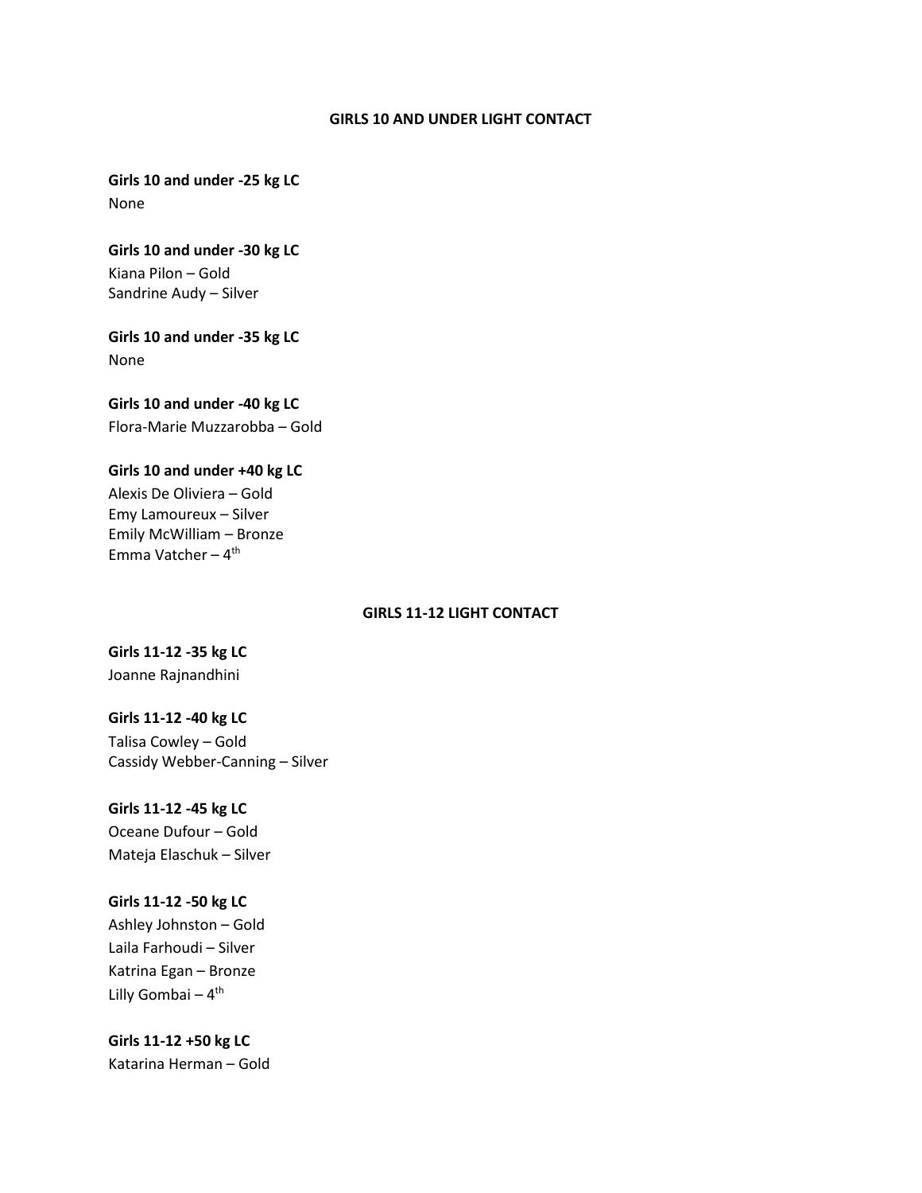## GIRLS 10 AND UNDER LIGHT CONTACT

**Girls 10 and under -25 kg LC**
None

**Girls 10 and under -30 kg LC**
Kiana Pilon – Gold
Sandrine Audy – Silver

**Girls 10 and under -35 kg LC**
None

**Girls 10 and under -40 kg LC**
Flora-Marie Muzzarobba – Gold

**Girls 10 and under +40 kg LC**
Alexis De Oliviera – Gold
Emy Lamoureux – Silver
Emily McWilliam – Bronze
Emma Vatcher – 4th

## GIRLS 11-12 LIGHT CONTACT

**Girls 11-12 -35 kg LC**
Joanne Rajnandhini

**Girls 11-12 -40 kg LC**
Talisa Cowley – Gold
Cassidy Webber-Canning – Silver

**Girls 11-12 -45 kg LC**
Oceane Dufour – Gold
Mateja Elaschuk – Silver

**Girls 11-12 -50 kg LC**
Ashley Johnston – Gold
Laila Farhoudi – Silver
Katrina Egan – Bronze
Lilly Gombai – 4th

**Girls 11-12 +50 kg LC**
Katarina Herman – Gold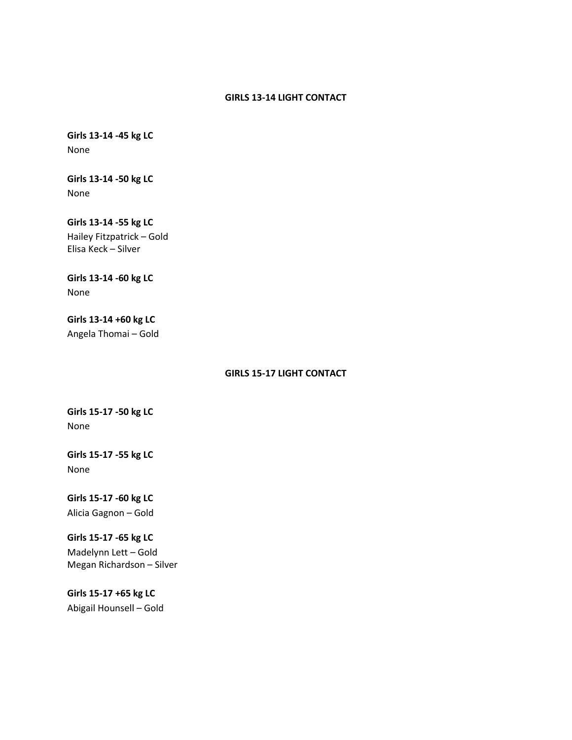## GIRLS 13-14 LIGHT CONTACT

**Girls 13-14 -45 kg LC**
None

**Girls 13-14 -50 kg LC**
None

**Girls 13-14 -55 kg LC**
Hailey Fitzpatrick – Gold
Elisa Keck – Silver

**Girls 13-14 -60 kg LC**
None

**Girls 13-14 +60 kg LC**
Angela Thomai – Gold

## GIRLS 15-17 LIGHT CONTACT

**Girls 15-17 -50 kg LC**
None

**Girls 15-17 -55 kg LC**
None

**Girls 15-17 -60 kg LC**
Alicia Gagnon – Gold

**Girls 15-17 -65 kg LC**
Madelynn Lett – Gold
Megan Richardson – Silver

**Girls 15-17 +65 kg LC**
Abigail Hounsell – Gold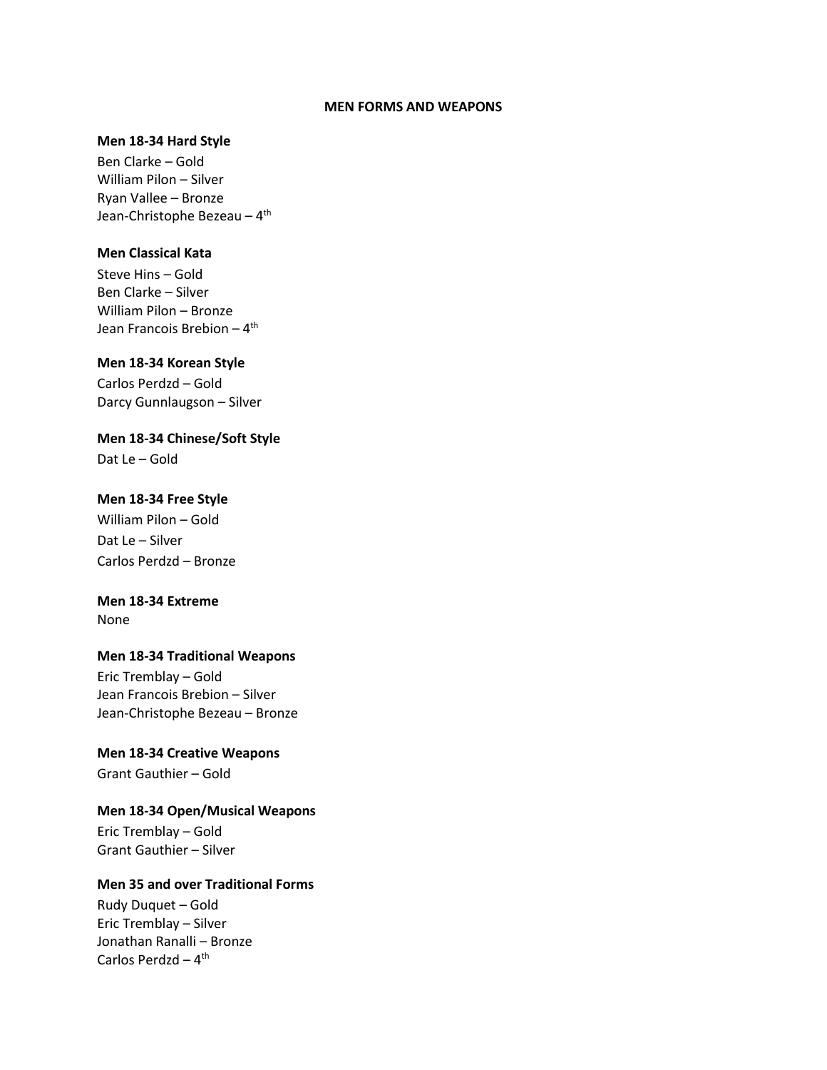## MEN FORMS AND WEAPONS

**Men 18-34 Hard Style**

Ben Clarke – Gold
William Pilon – Silver
Ryan Vallee – Bronze
Jean-Christophe Bezeau – 4th

**Men Classical Kata**

Steve Hins – Gold
Ben Clarke – Silver
William Pilon – Bronze
Jean Francois Brebion – 4th

**Men 18-34 Korean Style**

Carlos Perdzd – Gold
Darcy Gunnlaugson – Silver

**Men 18-34 Chinese/Soft Style**

Dat Le – Gold

**Men 18-34 Free Style**

William Pilon – Gold
Dat Le – Silver
Carlos Perdzd – Bronze

**Men 18-34 Extreme**

None

**Men 18-34 Traditional Weapons**

Eric Tremblay – Gold
Jean Francois Brebion – Silver
Jean-Christophe Bezeau – Bronze

**Men 18-34 Creative Weapons**

Grant Gauthier – Gold

**Men 18-34 Open/Musical Weapons**

Eric Tremblay – Gold
Grant Gauthier – Silver

**Men 35 and over Traditional Forms**

Rudy Duquet – Gold
Eric Tremblay – Silver
Jonathan Ranalli – Bronze
Carlos Perdzd – 4th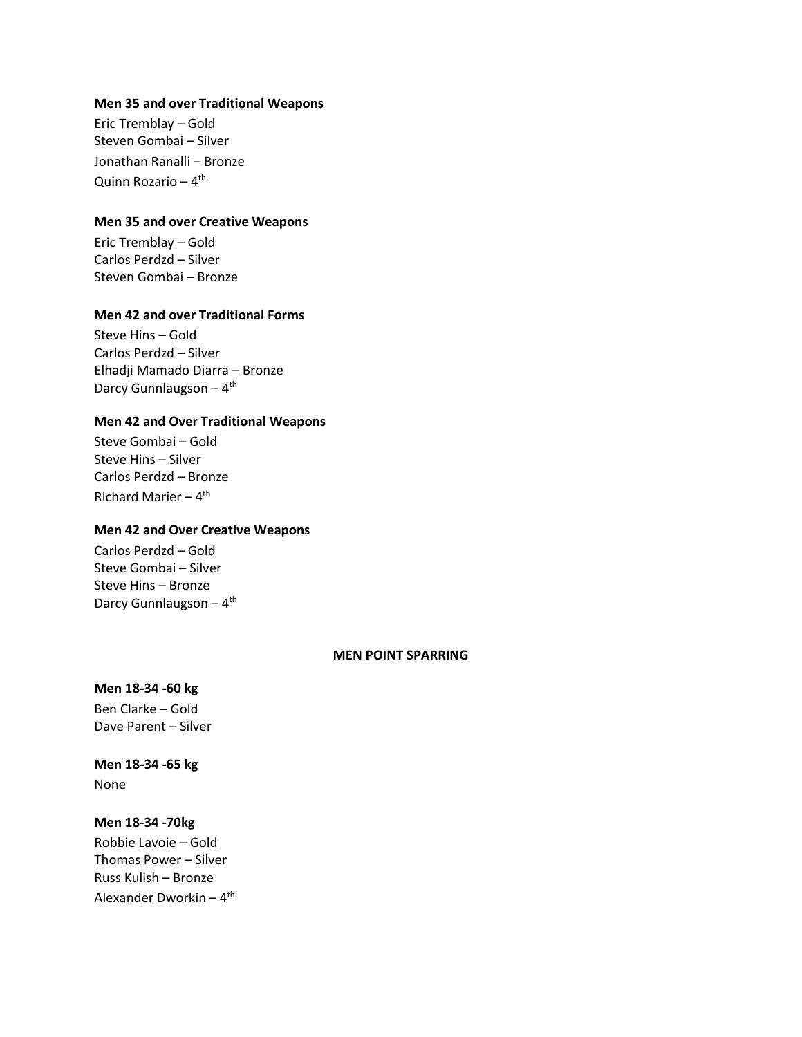**Men 35 and over Traditional Weapons**

Eric Tremblay – Gold
Steven Gombai – Silver
Jonathan Ranalli – Bronze
Quinn Rozario – 4th

**Men 35 and over Creative Weapons**

Eric Tremblay – Gold
Carlos Perdzd – Silver
Steven Gombai – Bronze

**Men 42 and over Traditional Forms**

Steve Hins – Gold
Carlos Perdzd – Silver
Elhadji Mamado Diarra – Bronze
Darcy Gunnlaugson – 4th

**Men 42 and Over Traditional Weapons**

Steve Gombai – Gold
Steve Hins – Silver
Carlos Perdzd – Bronze
Richard Marier – 4th

**Men 42 and Over Creative Weapons**

Carlos Perdzd – Gold
Steve Gombai – Silver
Steve Hins – Bronze
Darcy Gunnlaugson – 4th

## MEN POINT SPARRING

**Men 18-34 -60 kg**

Ben Clarke – Gold
Dave Parent – Silver

**Men 18-34 -65 kg**

None

**Men 18-34 -70kg**

Robbie Lavoie – Gold
Thomas Power – Silver
Russ Kulish – Bronze
Alexander Dworkin – 4th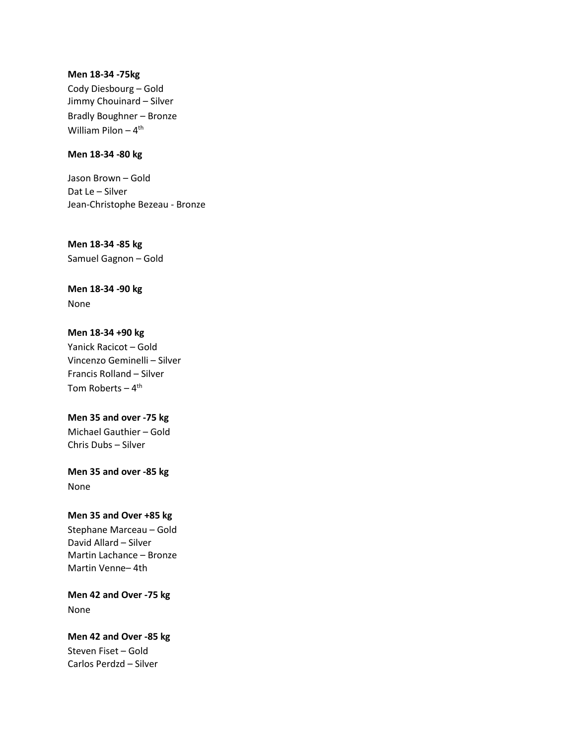**Men 18-34 -75kg**

Cody Diesbourg – Gold
Jimmy Chouinard – Silver
Bradly Boughner – Bronze
William Pilon – 4th

**Men 18-34 -80 kg**

Jason Brown – Gold
Dat Le – Silver
Jean-Christophe Bezeau - Bronze

**Men 18-34 -85 kg**

Samuel Gagnon – Gold

**Men 18-34 -90 kg**

None

**Men 18-34 +90 kg**

Yanick Racicot – Gold
Vincenzo Geminelli – Silver
Francis Rolland – Silver
Tom Roberts – 4th

**Men 35 and over -75 kg**

Michael Gauthier – Gold
Chris Dubs – Silver

**Men 35 and over -85 kg**

None

**Men 35 and Over +85 kg**

Stephane Marceau – Gold
David Allard – Silver
Martin Lachance – Bronze
Martin Venne– 4th

**Men 42 and Over -75 kg**

None

**Men 42 and Over -85 kg**

Steven Fiset – Gold
Carlos Perdzd – Silver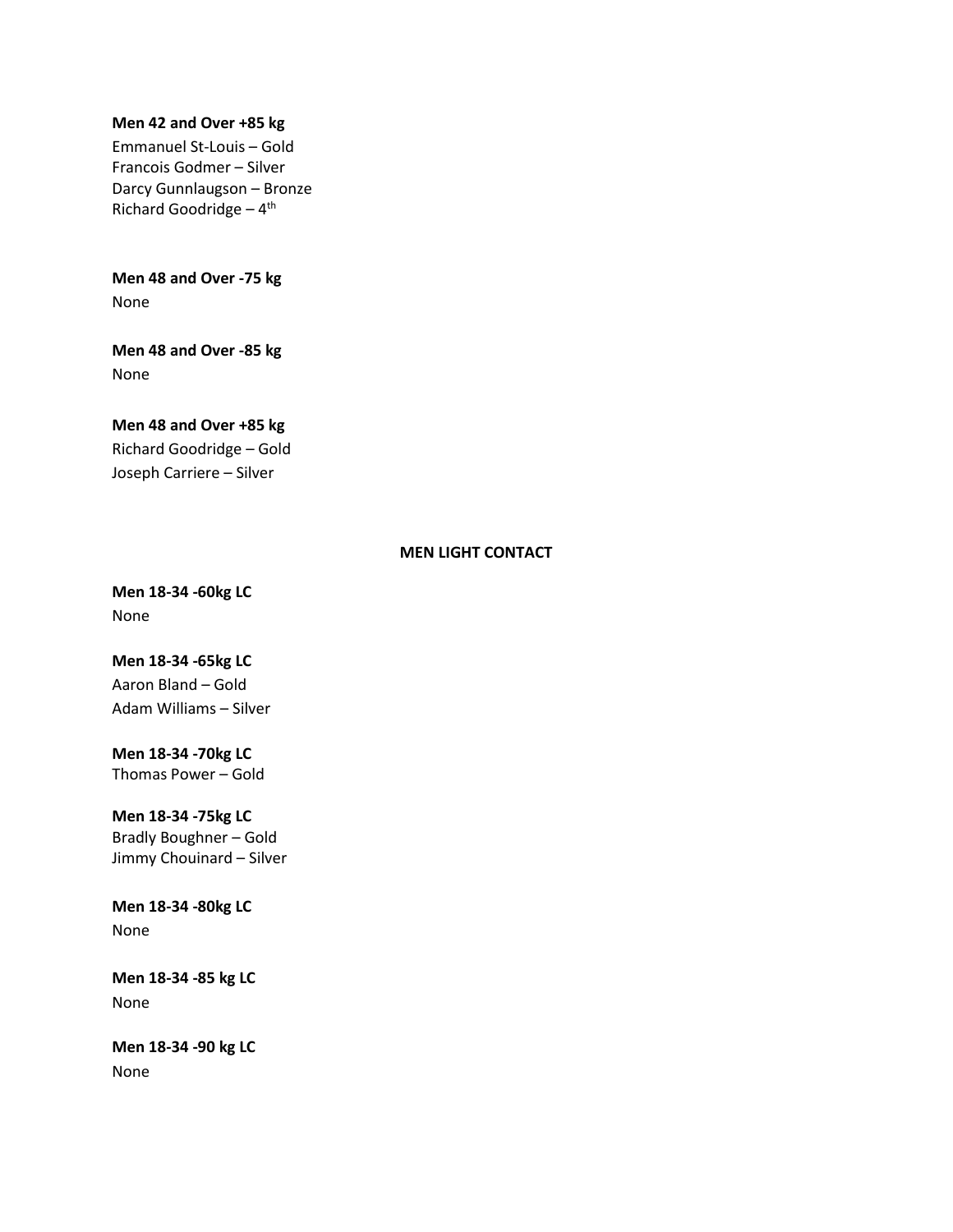**Men 42 and Over +85 kg**
Emmanuel St-Louis – Gold
Francois Godmer – Silver
Darcy Gunnlaugson – Bronze
Richard Goodridge – 4th

**Men 48 and Over -75 kg**
None

**Men 48 and Over -85 kg**
None

**Men 48 and Over +85 kg**
Richard Goodridge – Gold
Joseph Carriere – Silver

## MEN LIGHT CONTACT

**Men 18-34 -60kg LC**
None

**Men 18-34 -65kg LC**
Aaron Bland – Gold
Adam Williams – Silver

**Men 18-34 -70kg LC**
Thomas Power – Gold

**Men 18-34 -75kg LC**
Bradly Boughner – Gold
Jimmy Chouinard – Silver

**Men 18-34 -80kg LC**
None

**Men 18-34 -85 kg LC**
None

**Men 18-34 -90 kg LC**
None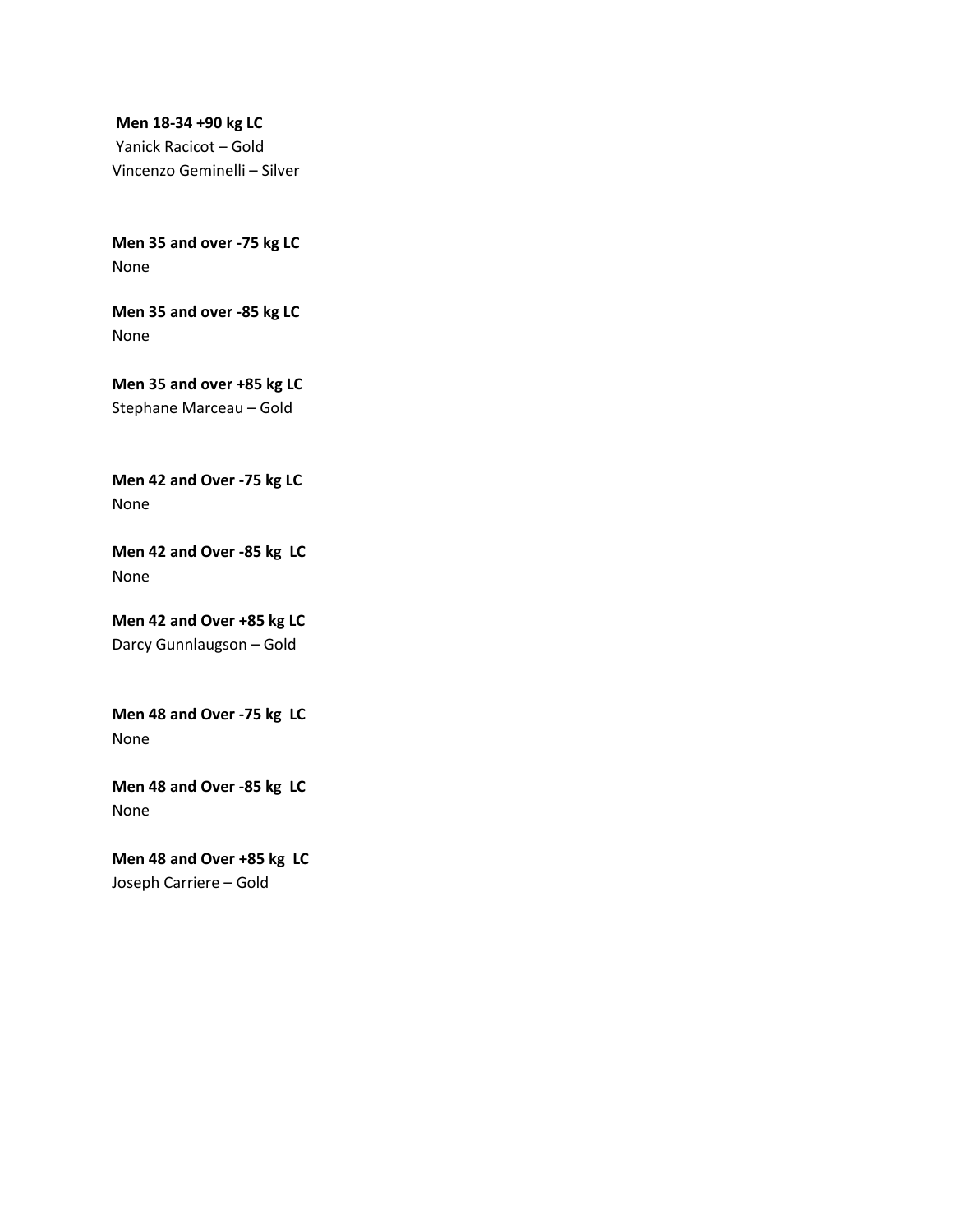**Men 18-34 +90 kg LC**
Yanick Racicot – Gold
Vincenzo Geminelli – Silver

**Men 35 and over -75 kg LC**
None

**Men 35 and over -85 kg LC**
None

**Men 35 and over +85 kg LC**
Stephane Marceau – Gold

**Men 42 and Over -75 kg LC**
None

**Men 42 and Over -85 kg LC**
None

**Men 42 and Over +85 kg LC**
Darcy Gunnlaugson – Gold

**Men 48 and Over -75 kg LC**
None

**Men 48 and Over -85 kg LC**
None

**Men 48 and Over +85 kg LC**
Joseph Carriere – Gold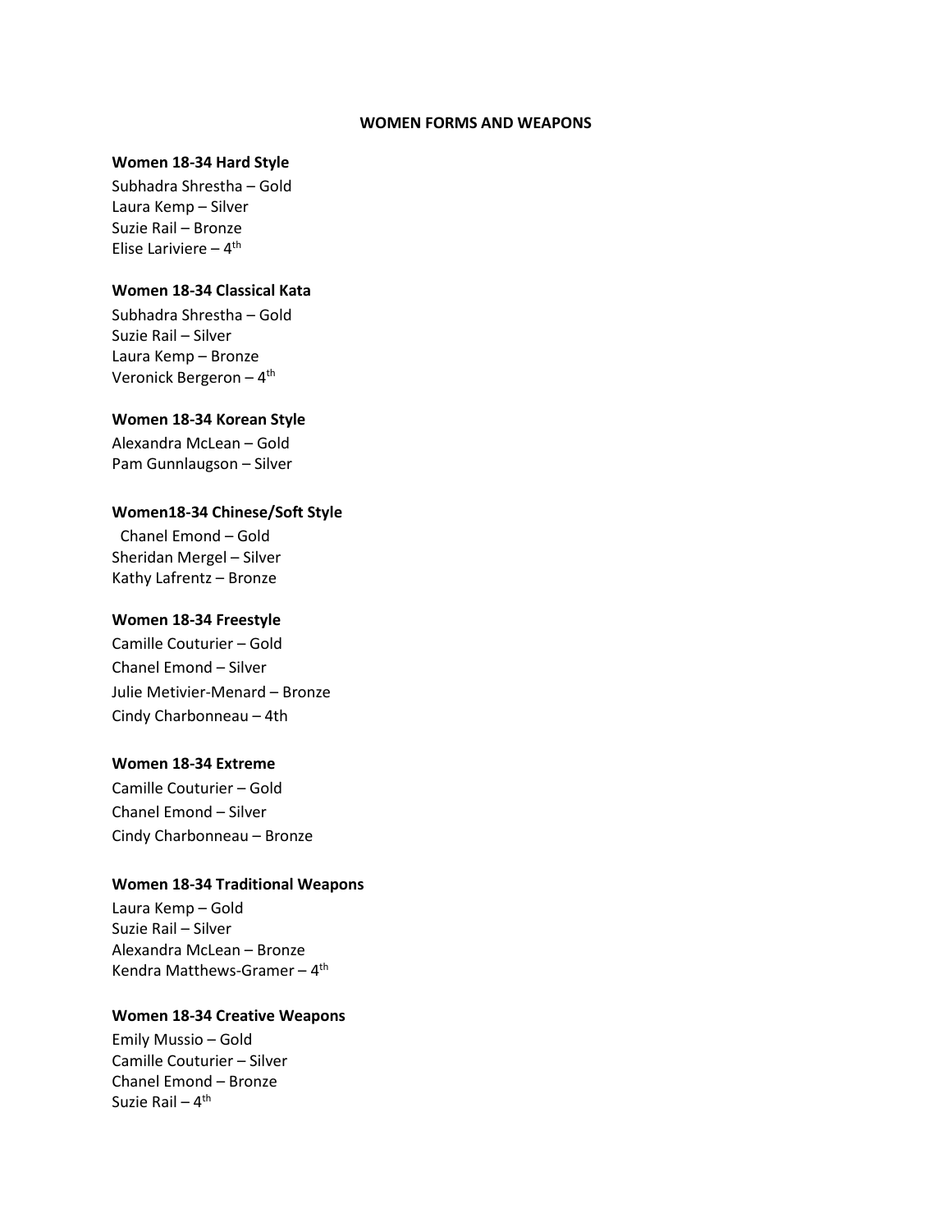# WOMEN FORMS AND WEAPONS

**Women 18-34 Hard Style**

Subhadra Shrestha – Gold
Laura Kemp – Silver
Suzie Rail – Bronze
Elise Lariviere – 4th

**Women 18-34 Classical Kata**

Subhadra Shrestha – Gold
Suzie Rail – Silver
Laura Kemp – Bronze
Veronick Bergeron – 4th

**Women 18-34 Korean Style**

Alexandra McLean – Gold
Pam Gunnlaugson – Silver

**Women18-34 Chinese/Soft Style**

Chanel Emond – Gold
Sheridan Mergel – Silver
Kathy Lafrentz – Bronze

**Women 18-34 Freestyle**

Camille Couturier – Gold
Chanel Emond – Silver
Julie Metivier-Menard – Bronze
Cindy Charbonneau – 4th

**Women 18-34 Extreme**

Camille Couturier – Gold
Chanel Emond – Silver
Cindy Charbonneau – Bronze

**Women 18-34 Traditional Weapons**

Laura Kemp – Gold
Suzie Rail – Silver
Alexandra McLean – Bronze
Kendra Matthews-Gramer – 4th

**Women 18-34 Creative Weapons**

Emily Mussio – Gold
Camille Couturier – Silver
Chanel Emond – Bronze
Suzie Rail – 4th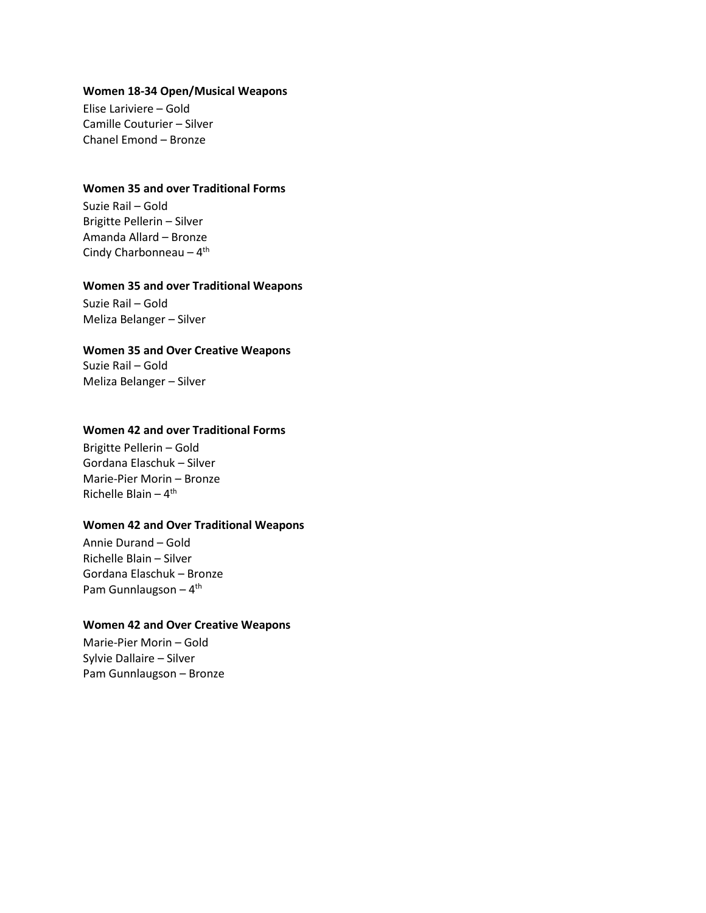**Women 18-34 Open/Musical Weapons**

Elise Lariviere – Gold
Camille Couturier – Silver
Chanel Emond – Bronze

**Women 35 and over Traditional Forms**

Suzie Rail – Gold
Brigitte Pellerin – Silver
Amanda Allard – Bronze
Cindy Charbonneau – 4th

**Women 35 and over Traditional Weapons**

Suzie Rail – Gold
Meliza Belanger – Silver

**Women 35 and Over Creative Weapons**

Suzie Rail – Gold
Meliza Belanger – Silver

**Women 42 and over Traditional Forms**

Brigitte Pellerin – Gold
Gordana Elaschuk – Silver
Marie-Pier Morin – Bronze
Richelle Blain – 4th

**Women 42 and Over Traditional Weapons**

Annie Durand – Gold
Richelle Blain – Silver
Gordana Elaschuk – Bronze
Pam Gunnlaugson – 4th

**Women 42 and Over Creative Weapons**

Marie-Pier Morin – Gold
Sylvie Dallaire – Silver
Pam Gunnlaugson – Bronze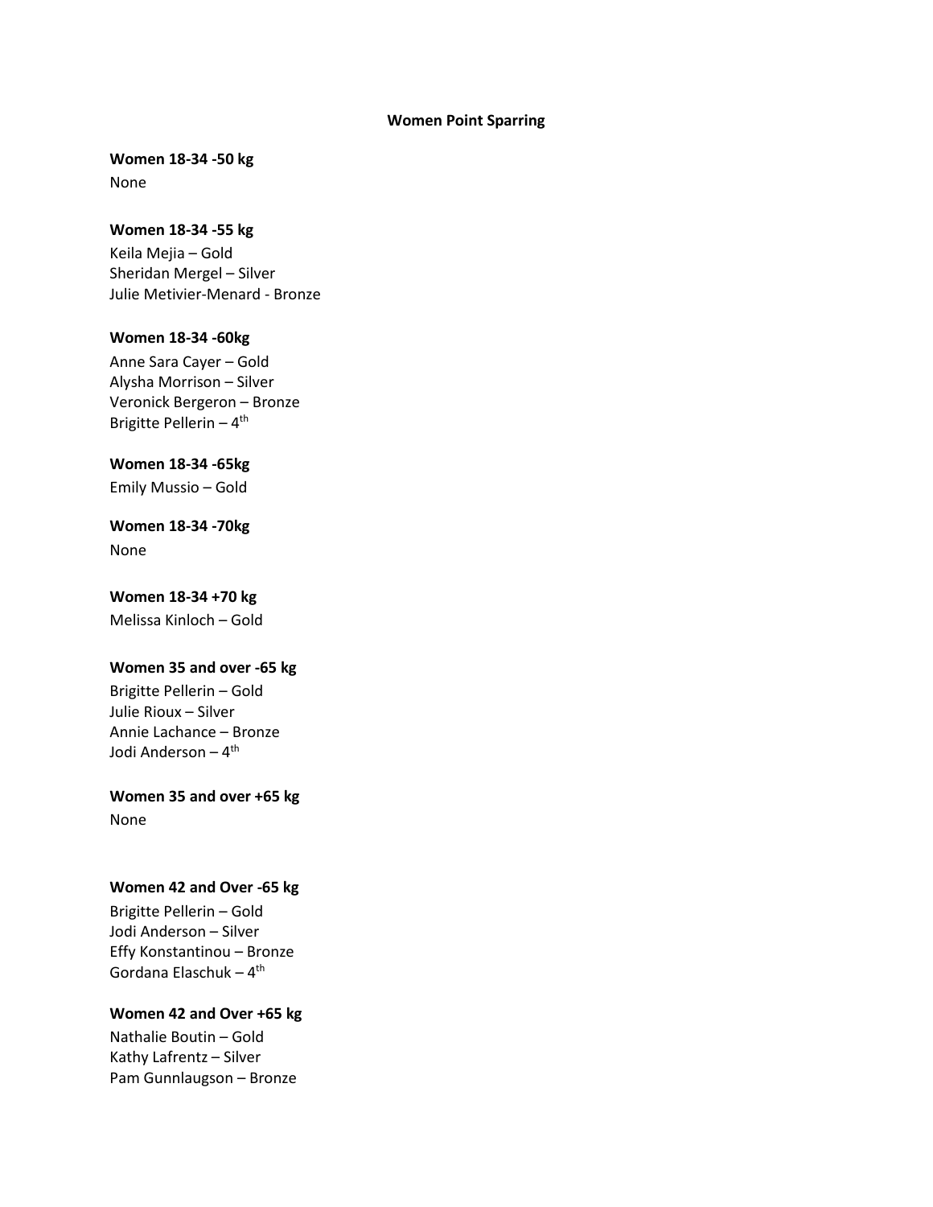## Women Point Sparring

**Women 18-34 -50 kg**

None

**Women 18-34 -55 kg**

Keila Mejia – Gold
Sheridan Mergel – Silver
Julie Metivier-Menard - Bronze

**Women 18-34 -60kg**

Anne Sara Cayer – Gold
Alysha Morrison – Silver
Veronick Bergeron – Bronze
Brigitte Pellerin – 4th

**Women 18-34 -65kg**

Emily Mussio – Gold

**Women 18-34 -70kg**

None

**Women 18-34 +70 kg**

Melissa Kinloch – Gold

**Women 35 and over -65 kg**

Brigitte Pellerin – Gold
Julie Rioux – Silver
Annie Lachance – Bronze
Jodi Anderson – 4th

**Women 35 and over +65 kg**

None

**Women 42 and Over -65 kg**

Brigitte Pellerin – Gold
Jodi Anderson – Silver
Effy Konstantinou – Bronze
Gordana Elaschuk – 4th

**Women 42 and Over +65 kg**

Nathalie Boutin – Gold
Kathy Lafrentz – Silver
Pam Gunnlaugson – Bronze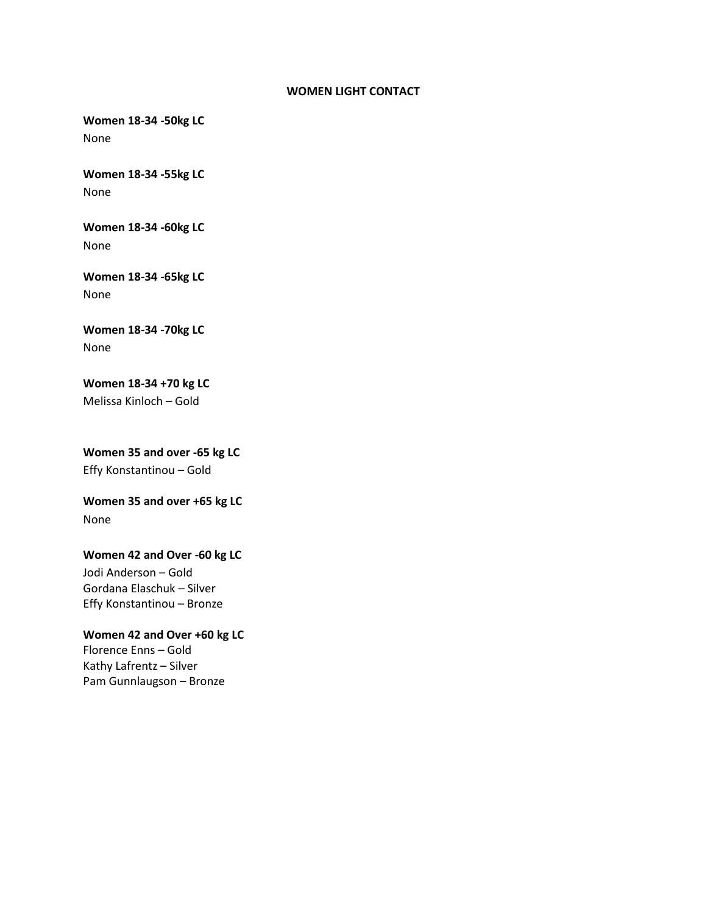## WOMEN LIGHT CONTACT

**Women 18-34 -50kg LC**
None

**Women 18-34 -55kg LC**
None

**Women 18-34 -60kg LC**
None

**Women 18-34 -65kg LC**
None

**Women 18-34 -70kg LC**
None

**Women 18-34 +70 kg LC**
Melissa Kinloch – Gold

**Women 35 and over -65 kg LC**
Effy Konstantinou – Gold

**Women 35 and over +65 kg LC**
None

**Women 42 and Over -60 kg LC**
Jodi Anderson – Gold
Gordana Elaschuk – Silver
Effy Konstantinou – Bronze

**Women 42 and Over +60 kg LC**
Florence Enns – Gold
Kathy Lafrentz – Silver
Pam Gunnlaugson – Bronze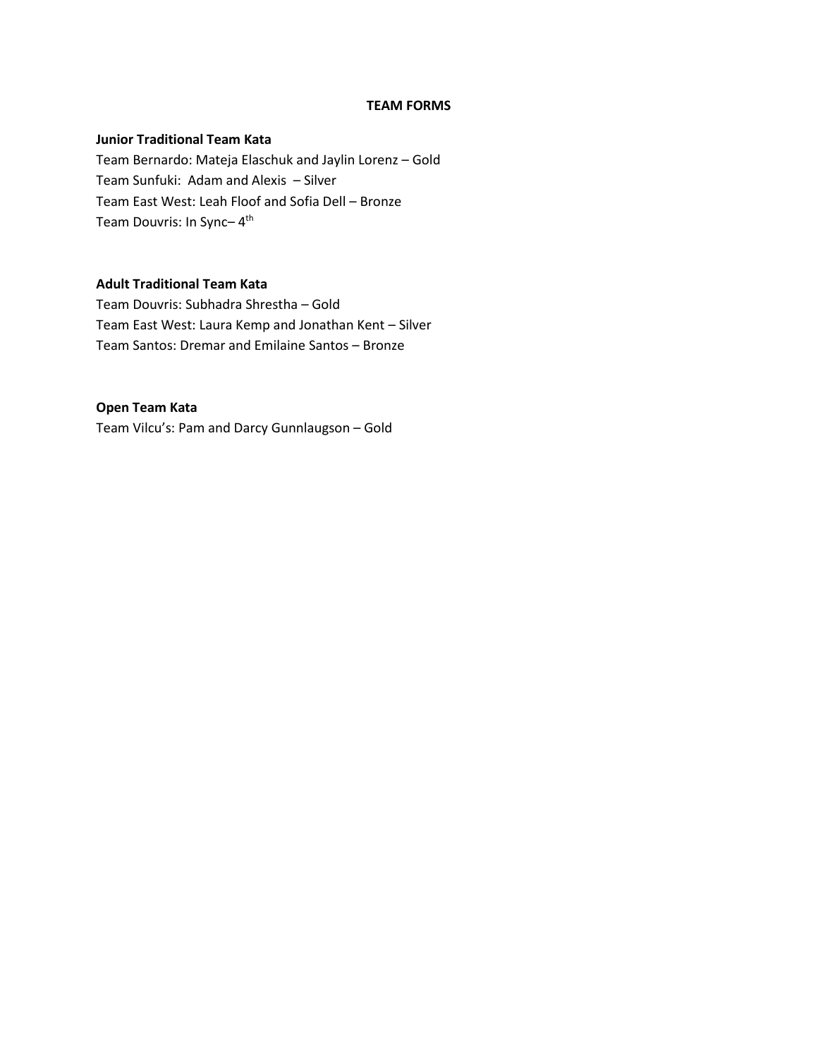**TEAM FORMS**

**Junior Traditional Team Kata**

Team Bernardo: Mateja Elaschuk and Jaylin Lorenz – Gold
Team Sunfuki: Adam and Alexis – Silver
Team East West: Leah Floof and Sofia Dell – Bronze
Team Douvris: In Sync– 4th

**Adult Traditional Team Kata**

Team Douvris: Subhadra Shrestha – Gold
Team East West: Laura Kemp and Jonathan Kent – Silver
Team Santos: Dremar and Emilaine Santos – Bronze

**Open Team Kata**

Team Vilcu's: Pam and Darcy Gunnlaugson – Gold